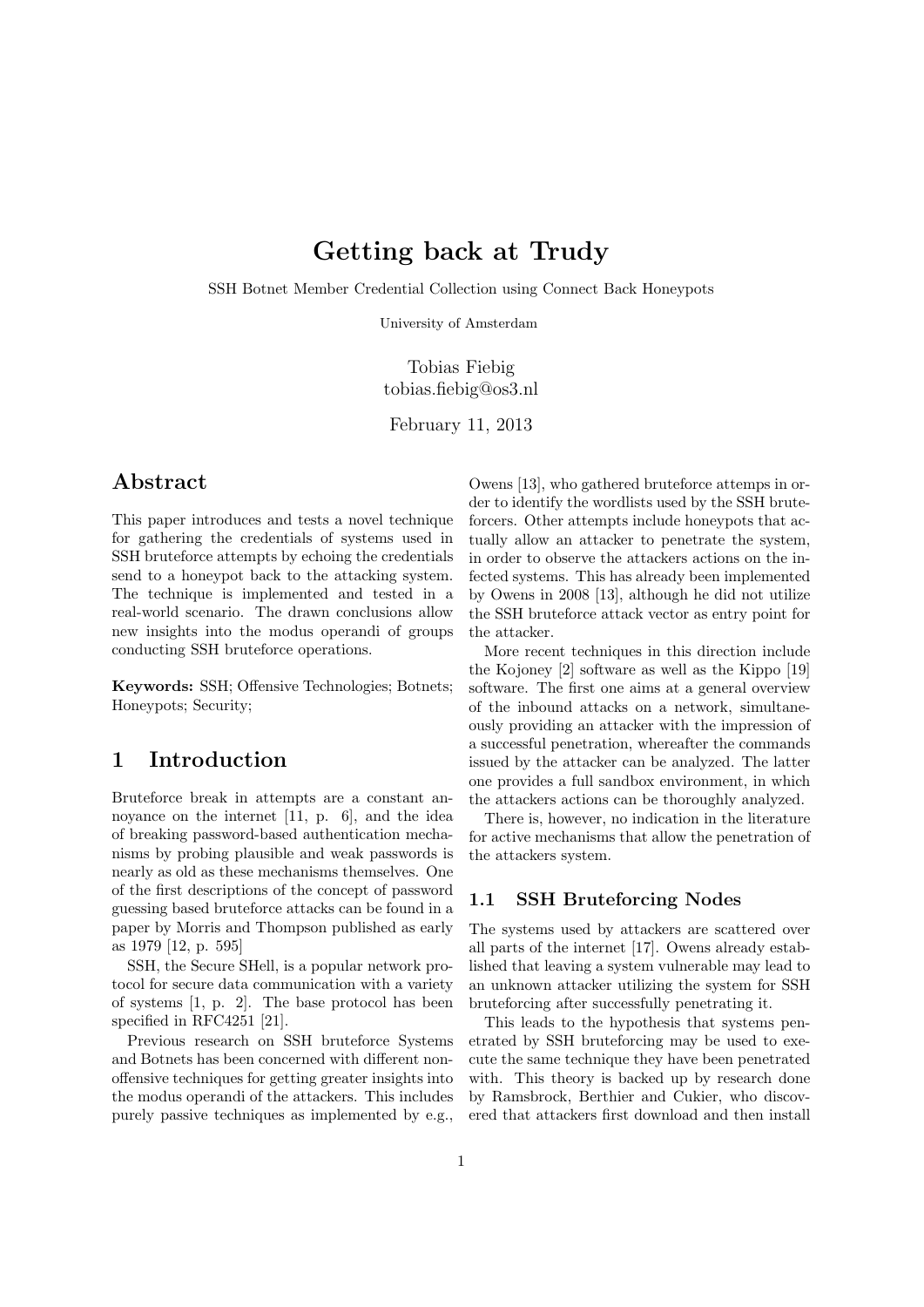# Getting back at Trudy

SSH Botnet Member Credential Collection using Connect Back Honeypots

University of Amsterdam

Tobias Fiebig
tobias.fiebig@os3.nl

February 11, 2013

## Abstract

This paper introduces and tests a novel technique for gathering the credentials of systems used in SSH bruteforce attempts by echoing the credentials send to a honeypot back to the attacking system. The technique is implemented and tested in a real-world scenario. The drawn conclusions allow new insights into the modus operandi of groups conducting SSH bruteforce operations.

**Keywords:** SSH; Offensive Technologies; Botnets; Honeypots; Security;

## 1 Introduction

Bruteforce break in attempts are a constant annoyance on the internet [11, p. 6], and the idea of breaking password-based authentication mechanisms by probing plausible and weak passwords is nearly as old as these mechanisms themselves. One of the first descriptions of the concept of password guessing based bruteforce attacks can be found in a paper by Morris and Thompson published as early as 1979 [12, p. 595]

SSH, the Secure SHell, is a popular network protocol for secure data communication with a variety of systems [1, p. 2]. The base protocol has been specified in RFC4251 [21].

Previous research on SSH bruteforce Systems and Botnets has been concerned with different non-offensive techniques for getting greater insights into the modus operandi of the attackers. This includes purely passive techniques as implemented by e.g., Owens [13], who gathered bruteforce attemps in order to identify the wordlists used by the SSH bruteforcers. Other attempts include honeypots that actually allow an attacker to penetrate the system, in order to observe the attackers actions on the infected systems. This has already been implemented by Owens in 2008 [13], although he did not utilize the SSH bruteforce attack vector as entry point for the attacker.

More recent techniques in this direction include the Kojoney [2] software as well as the Kippo [19] software. The first one aims at a general overview of the inbound attacks on a network, simultaneously providing an attacker with the impression of a successful penetration, whereafter the commands issued by the attacker can be analyzed. The latter one provides a full sandbox environment, in which the attackers actions can be thoroughly analyzed.

There is, however, no indication in the literature for active mechanisms that allow the penetration of the attackers system.

### 1.1 SSH Bruteforcing Nodes

The systems used by attackers are scattered over all parts of the internet [17]. Owens already established that leaving a system vulnerable may lead to an unknown attacker utilizing the system for SSH bruteforcing after successfully penetrating it.

This leads to the hypothesis that systems penetrated by SSH bruteforcing may be used to execute the same technique they have been penetrated with. This theory is backed up by research done by Ramsbrock, Berthier and Cukier, who discovered that attackers first download and then install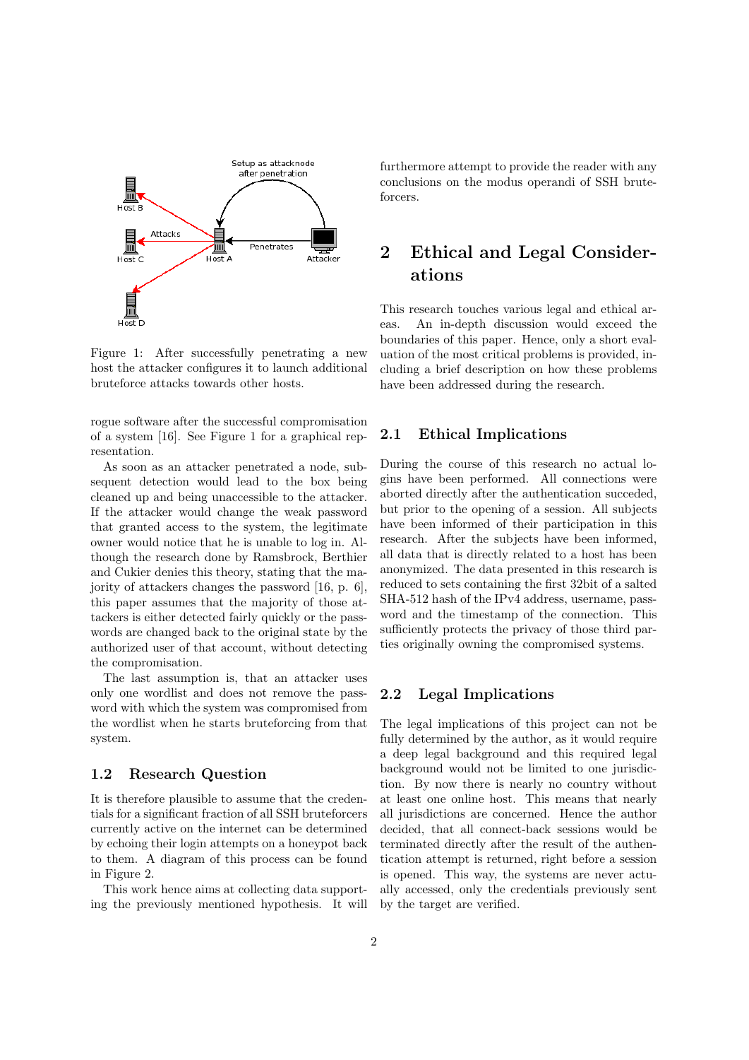Figure 1: After successfully penetrating a new host the attacker configures it to launch additional bruteforce attacks towards other hosts.

rogue software after the successful compromisation of a system [16]. See Figure 1 for a graphical representation.

As soon as an attacker penetrated a node, subsequent detection would lead to the box being cleaned up and being unaccessible to the attacker. If the attacker would change the weak password that granted access to the system, the legitimate owner would notice that he is unable to log in. Although the research done by Ramsbrock, Berthier and Cukier denies this theory, stating that the majority of attackers changes the password [16, p. 6], this paper assumes that the majority of those attackers is either detected fairly quickly or the passwords are changed back to the original state by the authorized user of that account, without detecting the compromisation.

The last assumption is, that an attacker uses only one wordlist and does not remove the password with which the system was compromised from the wordlist when he starts bruteforcing from that system.

## 1.2 Research Question

It is therefore plausible to assume that the credentials for a significant fraction of all SSH bruteforcers currently active on the internet can be determined by echoing their login attempts on a honeypot back to them. A diagram of this process can be found in Figure 2.

This work hence aims at collecting data supporting the previously mentioned hypothesis. It will furthermore attempt to provide the reader with any conclusions on the modus operandi of SSH bruteforcers.

# 2 Ethical and Legal Considerations

This research touches various legal and ethical areas. An in-depth discussion would exceed the boundaries of this paper. Hence, only a short evaluation of the most critical problems is provided, including a brief description on how these problems have been addressed during the research.

## 2.1 Ethical Implications

During the course of this research no actual logins have been performed. All connections were aborted directly after the authentication succeded, but prior to the opening of a session. All subjects have been informed of their participation in this research. After the subjects have been informed, all data that is directly related to a host has been anonymized. The data presented in this research is reduced to sets containing the first 32bit of a salted SHA-512 hash of the IPv4 address, username, password and the timestamp of the connection. This sufficiently protects the privacy of those third parties originally owning the compromised systems.

## 2.2 Legal Implications

The legal implications of this project can not be fully determined by the author, as it would require a deep legal background and this required legal background would not be limited to one jurisdiction. By now there is nearly no country without at least one online host. This means that nearly all jurisdictions are concerned. Hence the author decided, that all connect-back sessions would be terminated directly after the result of the authentication attempt is returned, right before a session is opened. This way, the systems are never actually accessed, only the credentials previously sent by the target are verified.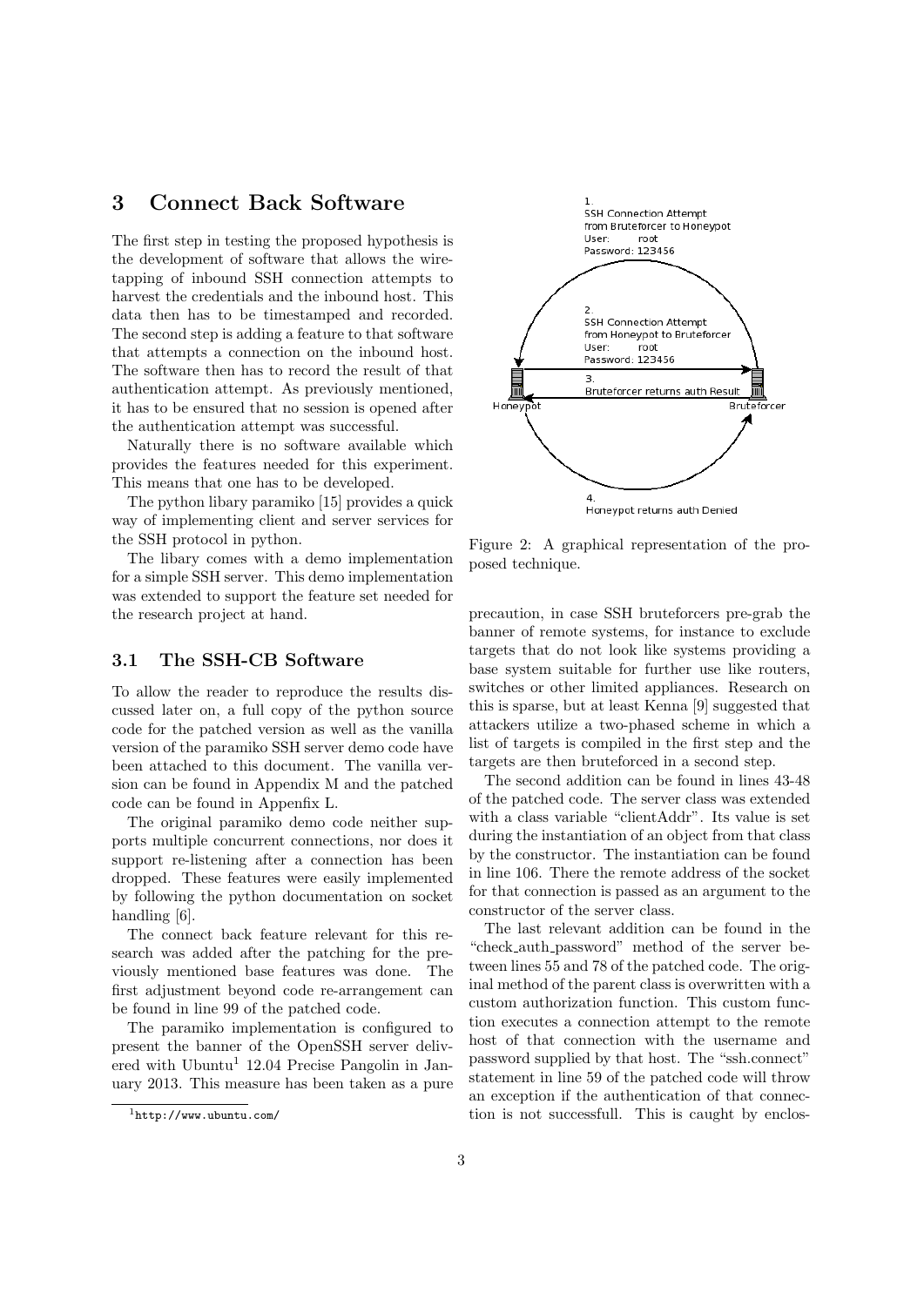## 3 Connect Back Software

The first step in testing the proposed hypothesis is the development of software that allows the wiretapping of inbound SSH connection attempts to harvest the credentials and the inbound host. This data then has to be timestamped and recorded. The second step is adding a feature to that software that attempts a connection on the inbound host. The software then has to record the result of that authentication attempt. As previously mentioned, it has to be ensured that no session is opened after the authentication attempt was successful.

Naturally there is no software available which provides the features needed for this experiment. This means that one has to be developed.

The python libary paramiko [15] provides a quick way of implementing client and server services for the SSH protocol in python.

The libary comes with a demo implementation for a simple SSH server. This demo implementation was extended to support the feature set needed for the research project at hand.

### 3.1 The SSH-CB Software

To allow the reader to reproduce the results discussed later on, a full copy of the python source code for the patched version as well as the vanilla version of the paramiko SSH server demo code have been attached to this document. The vanilla version can be found in Appendix M and the patched code can be found in Appenfix L.

The original paramiko demo code neither supports multiple concurrent connections, nor does it support re-listening after a connection has been dropped. These features were easily implemented by following the python documentation on socket handling [6].

The connect back feature relevant for this research was added after the patching for the previously mentioned base features was done. The first adjustment beyond code re-arrangement can be found in line 99 of the patched code.

The paramiko implementation is configured to present the banner of the OpenSSH server delivered with Ubuntu[1] 12.04 Precise Pangolin in January 2013. This measure has been taken as a pure precaution, in case SSH bruteforcers pre-grab the banner of remote systems, for instance to exclude targets that do not look like systems providing a base system suitable for further use like routers, switches or other limited appliances. Research on this is sparse, but at least Kenna [9] suggested that attackers utilize a two-phased scheme in which a list of targets is compiled in the first step and the targets are then bruteforced in a second step.

[1] http://www.ubuntu.com/

1. SSH Connection Attempt from Bruteforcer to Honeypot
User: root
Password: 123456

2. SSH Connection Attempt from Honeypot to Bruteforcer
User: root
Password: 123456

3. Bruteforcer returns auth Result

4. Honeypot returns auth Denied

Honeypot — Bruteforcer

Figure 2: A graphical representation of the proposed technique.

The second addition can be found in lines 43-48 of the patched code. The server class was extended with a class variable "clientAddr". Its value is set during the instantiation of an object from that class by the constructor. The instantiation can be found in line 106. There the remote address of the socket for that connection is passed as an argument to the constructor of the server class.

The last relevant addition can be found in the "check_auth_password" method of the server between lines 55 and 78 of the patched code. The original method of the parent class is overwritten with a custom authorization function. This custom function executes a connection attempt to the remote host of that connection with the username and password supplied by that host. The "ssh.connect" statement in line 59 of the patched code will throw an exception if the authentication of that connection is not successfull. This is caught by enclos-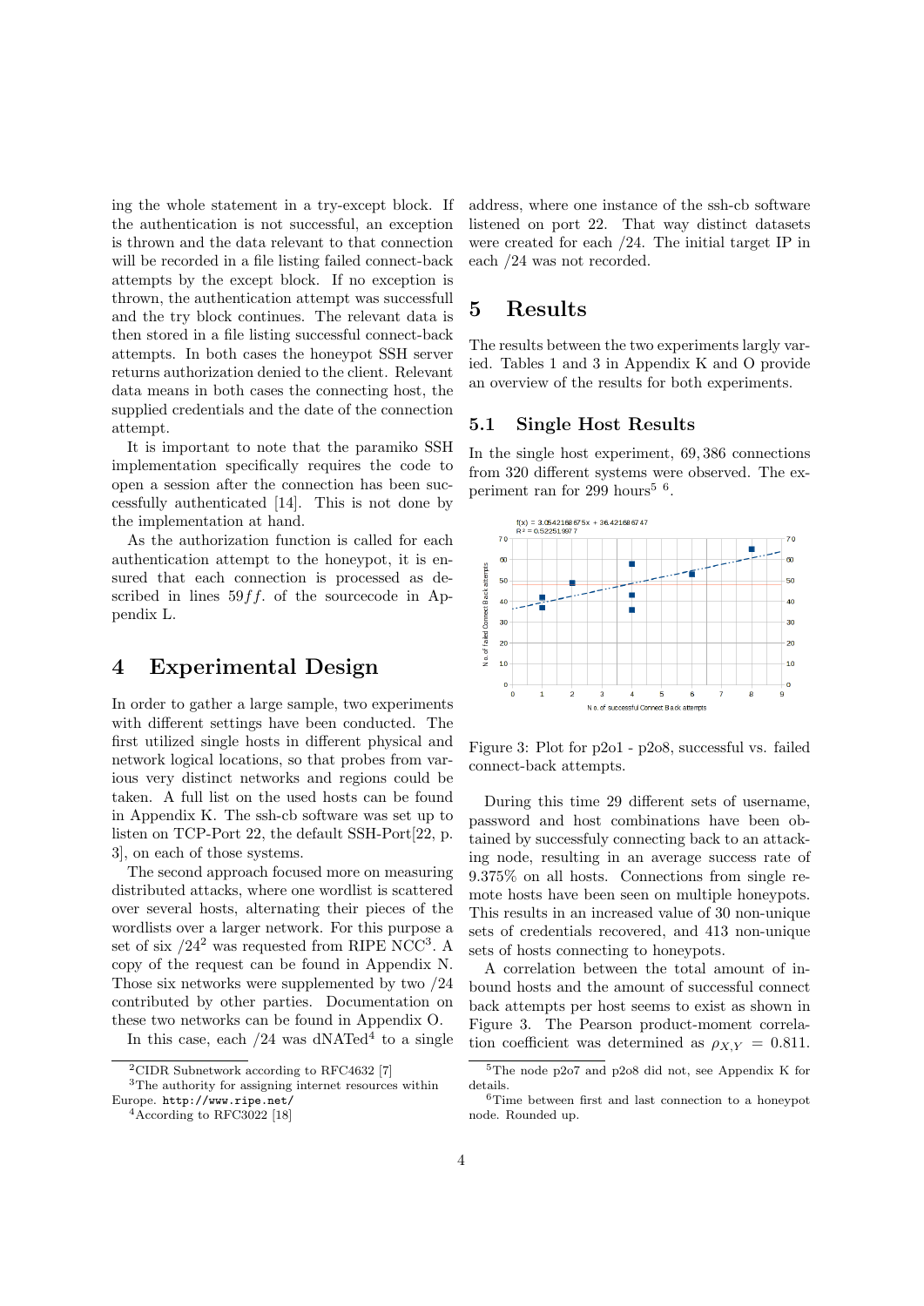ing the whole statement in a try-except block. If the authentication is not successful, an exception is thrown and the data relevant to that connection will be recorded in a file listing failed connect-back attempts by the except block. If no exception is thrown, the authentication attempt was successfull and the try block continues. The relevant data is then stored in a file listing successful connect-back attempts. In both cases the honeypot SSH server returns authorization denied to the client. Relevant data means in both cases the connecting host, the supplied credentials and the date of the connection attempt.

It is important to note that the paramiko SSH implementation specifically requires the code to open a session after the connection has been successfully authenticated [14]. This is not done by the implementation at hand.

As the authorization function is called for each authentication attempt to the honeypot, it is ensured that each connection is processed as described in lines $59ff.$ of the sourcecode in Appendix L.

# 4 Experimental Design

In order to gather a large sample, two experiments with different settings have been conducted. The first utilized single hosts in different physical and network logical locations, so that probes from various very distinct networks and regions could be taken. A full list on the used hosts can be found in Appendix K. The ssh-cb software was set up to listen on TCP-Port 22, the default SSH-Port[22, p. 3], on each of those systems.

The second approach focused more on measuring distributed attacks, where one wordlist is scattered over several hosts, alternating their pieces of the wordlists over a larger network. For this purpose a set of six /24[2] was requested from RIPE NCC[3]. A copy of the request can be found in Appendix N. Those six networks were supplemented by two /24 contributed by other parties. Documentation on these two networks can be found in Appendix O.

In this case, each /24 was dNATed[4] to a single address, where one instance of the ssh-cb software listened on port 22. That way distinct datasets were created for each /24. The initial target IP in each /24 was not recorded.

[2] CIDR Subnetwork according to RFC4632 [7]

[3] The authority for assigning internet resources within Europe. http://www.ripe.net/

[4] According to RFC3022 [18]

# 5 Results

The results between the two experiments largly varied. Tables 1 and 3 in Appendix K and O provide an overview of the results for both experiments.

## 5.1 Single Host Results

In the single host experiment, 69,386 connections from 320 different systems were observed. The experiment ran for 299 hours[5] [6].

Figure 3: Plot for p2o1 - p2o8, successful vs. failed connect-back attempts.

During this time 29 different sets of username, password and host combinations have been obtained by successfuly connecting back to an attacking node, resulting in an average success rate of 9.375% on all hosts. Connections from single remote hosts have been seen on multiple honeypots. This results in an increased value of 30 non-unique sets of credentials recovered, and 413 non-unique sets of hosts connecting to honeypots.

A correlation between the total amount of inbound hosts and the amount of successful connect back attempts per host seems to exist as shown in Figure 3. The Pearson product-moment correlation coefficient was determined as $\rho_{X,Y} = 0.811$.

[5] The node p2o7 and p2o8 did not, see Appendix K for details.

[6] Time between first and last connection to a honeypot node. Rounded up.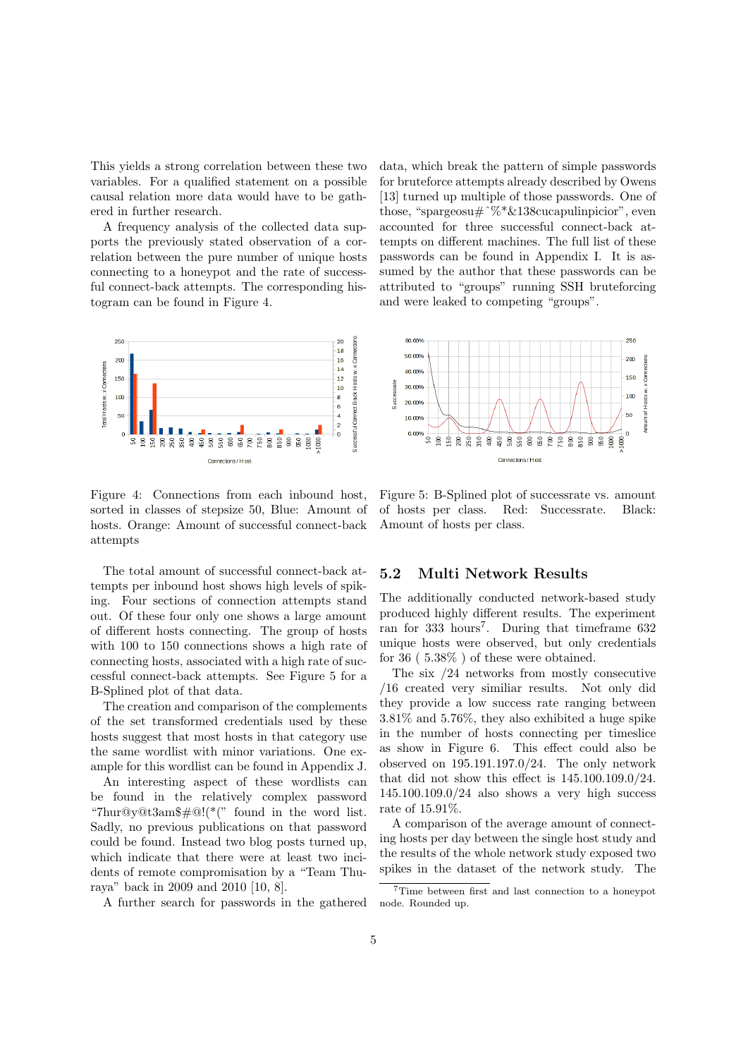This yields a strong correlation between these two variables. For a qualified statement on a possible causal relation more data would have to be gathered in further research.

A frequency analysis of the collected data supports the previously stated observation of a correlation between the pure number of unique hosts connecting to a honeypot and the rate of successful connect-back attempts. The corresponding histogram can be found in Figure 4.

Figure 4: Connections from each inbound host, sorted in classes of stepsize 50, Blue: Amount of hosts. Orange: Amount of successful connect-back attempts

The total amount of successful connect-back attempts per inbound host shows high levels of spiking. Four sections of connection attempts stand out. Of these four only one shows a large amount of different hosts connecting. The group of hosts with 100 to 150 connections shows a high rate of connecting hosts, associated with a high rate of successful connect-back attempts. See Figure 5 for a B-Splined plot of that data.

The creation and comparison of the complements of the set transformed credentials used by these hosts suggest that most hosts in that category use the same wordlist with minor variations. One example for this wordlist can be found in Appendix J.

An interesting aspect of these wordlists can be found in the relatively complex password "7hur@y@t3am$#@!(*(" found in the word list. Sadly, no previous publications on that password could be found. Instead two blog posts turned up, which indicate that there were at least two incidents of remote compromisation by a "Team Thuraya" back in 2009 and 2010 [10, 8].

A further search for passwords in the gathered data, which break the pattern of simple passwords for bruteforce attempts already described by Owens [13] turned up multiple of those passwords. One of those, "spargeosu#ˆ%*&138cucapulinpicior", even accounted for three successful connect-back attempts on different machines. The full list of these passwords can be found in Appendix I. It is assumed by the author that these passwords can be attributed to "groups" running SSH bruteforcing and were leaked to competing "groups".

Figure 5: B-Splined plot of successrate vs. amount of hosts per class. Red: Successrate. Black: Amount of hosts per class.

## 5.2 Multi Network Results

The additionally conducted network-based study produced highly different results. The experiment ran for 333 hours[7]. During that timeframe 632 unique hosts were observed, but only credentials for 36 ( 5.38% ) of these were obtained.

The six /24 networks from mostly consecutive /16 created very similiar results. Not only did they provide a low success rate ranging between 3.81% and 5.76%, they also exhibited a huge spike in the number of hosts connecting per timeslice as show in Figure 6. This effect could also be observed on 195.191.197.0/24. The only network that did not show this effect is 145.100.109.0/24. 145.100.109.0/24 also shows a very high success rate of 15.91%.

A comparison of the average amount of connecting hosts per day between the single host study and the results of the whole network study exposed two spikes in the dataset of the network study. The

[7] Time between first and last connection to a honeypot node. Rounded up.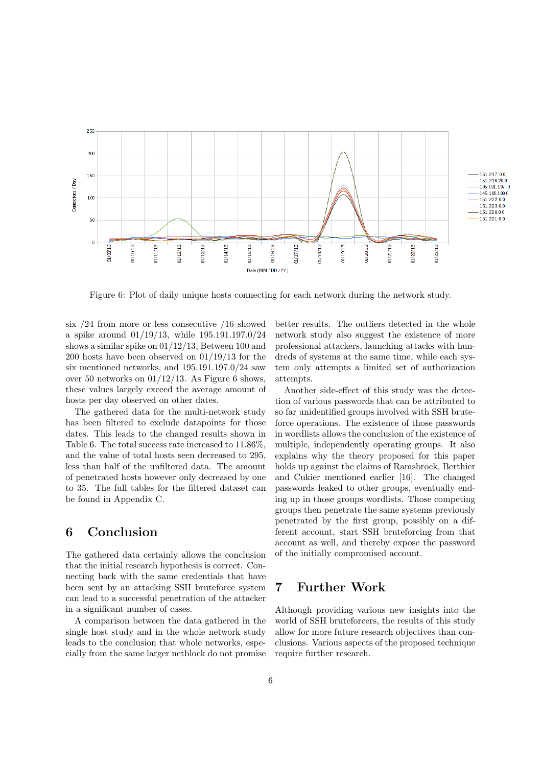Figure 6: Plot of daily unique hosts connecting for each network during the network study.

six /24 from more or less consecutive /16 showed a spike around 01/19/13, while 195.191.197.0/24 shows a similar spike on 01/12/13, Between 100 and 200 hosts have been observed on 01/19/13 for the six mentioned networks, and 195.191.197.0/24 saw over 50 networks on 01/12/13. As Figure 6 shows, these values largely exceed the average amount of hosts per day observed on other dates.

The gathered data for the multi-network study has been filtered to exclude datapoints for those dates. This leads to the changed results shown in Table 6. The total success rate increased to 11.86%, and the value of total hosts seen decreased to 295, less than half of the unfiltered data. The amount of penetrated hosts however only decreased by one to 35. The full tables for the filtered dataset can be found in Appendix C.

# 6 Conclusion

The gathered data certainly allows the conclusion that the initial research hypothesis is correct. Connecting back with the same credentials that have been sent by an attacking SSH bruteforce system can lead to a successful penetration of the attacker in a significant number of cases.

A comparison between the data gathered in the single host study and in the whole network study leads to the conclusion that whole networks, especially from the same larger netblock do not promise better results. The outliers detected in the whole network study also suggest the existence of more professional attackers, launching attacks with hundreds of systems at the same time, while each system only attempts a limited set of authorization attempts.

Another side-effect of this study was the detection of various passwords that can be attributed to so far unidentified groups involved with SSH bruteforce operations. The existence of those passwords in wordlists allows the conclusion of the existence of multiple, independently operating groups. It also explains why the theory proposed for this paper holds up against the claims of Ramsbrock, Berthier and Cukier mentioned earlier [16]. The changed passwords leaked to other groups, eventually ending up in those groups wordlists. Those competing groups then penetrate the same systems previously penetrated by the first group, possibly on a different account, start SSH bruteforcing from that account as well, and thereby expose the password of the initially compromised account.

# 7 Further Work

Although providing various new insights into the world of SSH bruteforcers, the results of this study allow for more future research objectives than conclusions. Various aspects of the proposed technique require further research.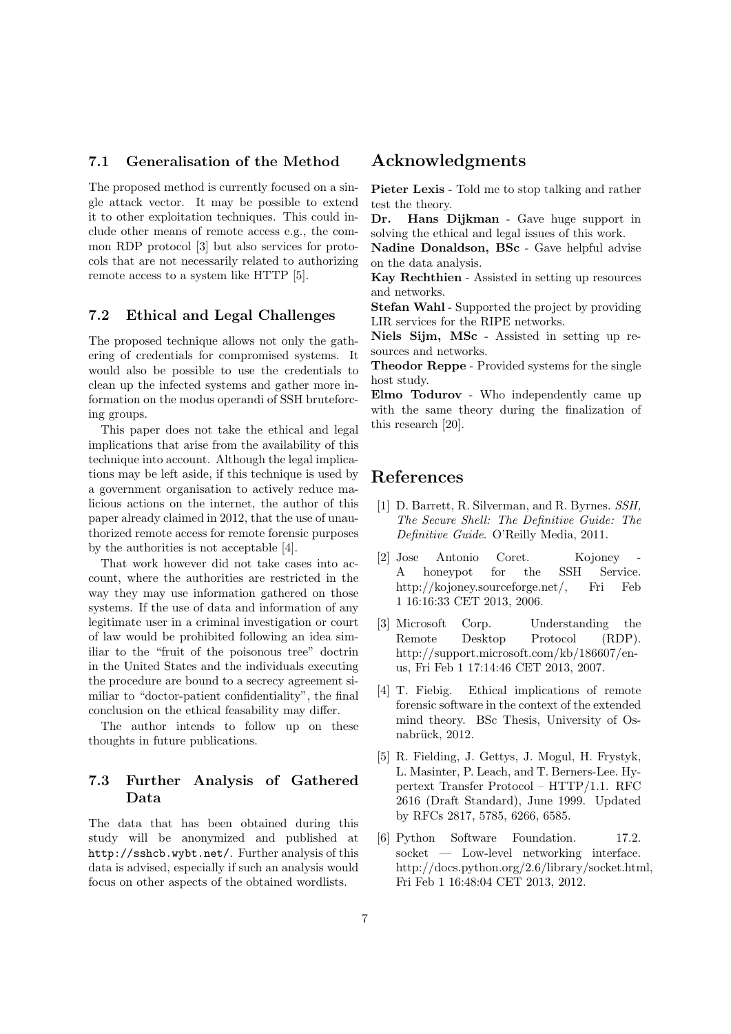### 7.1 Generalisation of the Method

The proposed method is currently focused on a single attack vector. It may be possible to extend it to other exploitation techniques. This could include other means of remote access e.g., the common RDP protocol [3] but also services for protocols that are not necessarily related to authorizing remote access to a system like HTTP [5].

### 7.2 Ethical and Legal Challenges

The proposed technique allows not only the gathering of credentials for compromised systems. It would also be possible to use the credentials to clean up the infected systems and gather more information on the modus operandi of SSH bruteforcing groups.

This paper does not take the ethical and legal implications that arise from the availability of this technique into account. Although the legal implications may be left aside, if this technique is used by a government organisation to actively reduce malicious actions on the internet, the author of this paper already claimed in 2012, that the use of unauthorized remote access for remote forensic purposes by the authorities is not acceptable [4].

That work however did not take cases into account, where the authorities are restricted in the way they may use information gathered on those systems. If the use of data and information of any legitimate user in a criminal investigation or court of law would be prohibited following an idea similiar to the "fruit of the poisonous tree" doctrin in the United States and the individuals executing the procedure are bound to a secrecy agreement similiar to "doctor-patient confidentiality", the final conclusion on the ethical feasability may differ.

The author intends to follow up on these thoughts in future publications.

### 7.3 Further Analysis of Gathered Data

The data that has been obtained during this study will be anonymized and published at `http://sshcb.wybt.net/`. Further analysis of this data is advised, especially if such an analysis would focus on other aspects of the obtained wordlists.

## Acknowledgments

**Pieter Lexis** - Told me to stop talking and rather test the theory.
**Dr. Hans Dijkman** - Gave huge support in solving the ethical and legal issues of this work.
**Nadine Donaldson, BSc** - Gave helpful advise on the data analysis.
**Kay Rechthien** - Assisted in setting up resources and networks.
**Stefan Wahl** - Supported the project by providing LIR services for the RIPE networks.
**Niels Sijm, MSc** - Assisted in setting up resources and networks.
**Theodor Reppe** - Provided systems for the single host study.
**Elmo Todurov** - Who independently came up with the same theory during the finalization of this research [20].

## References

[1] D. Barrett, R. Silverman, and R. Byrnes. *SSH, The Secure Shell: The Definitive Guide: The Definitive Guide*. O'Reilly Media, 2011.

[2] Jose Antonio Coret. Kojoney - A honeypot for the SSH Service. http://kojoney.sourceforge.net/, Fri Feb 1 16:16:33 CET 2013, 2006.

[3] Microsoft Corp. Understanding the Remote Desktop Protocol (RDP). http://support.microsoft.com/kb/186607/en-us, Fri Feb 1 17:14:46 CET 2013, 2007.

[4] T. Fiebig. Ethical implications of remote forensic software in the context of the extended mind theory. BSc Thesis, University of Osnabrück, 2012.

[5] R. Fielding, J. Gettys, J. Mogul, H. Frystyk, L. Masinter, P. Leach, and T. Berners-Lee. Hypertext Transfer Protocol – HTTP/1.1. RFC 2616 (Draft Standard), June 1999. Updated by RFCs 2817, 5785, 6266, 6585.

[6] Python Software Foundation. 17.2. socket — Low-level networking interface. http://docs.python.org/2.6/library/socket.html, Fri Feb 1 16:48:04 CET 2013, 2012.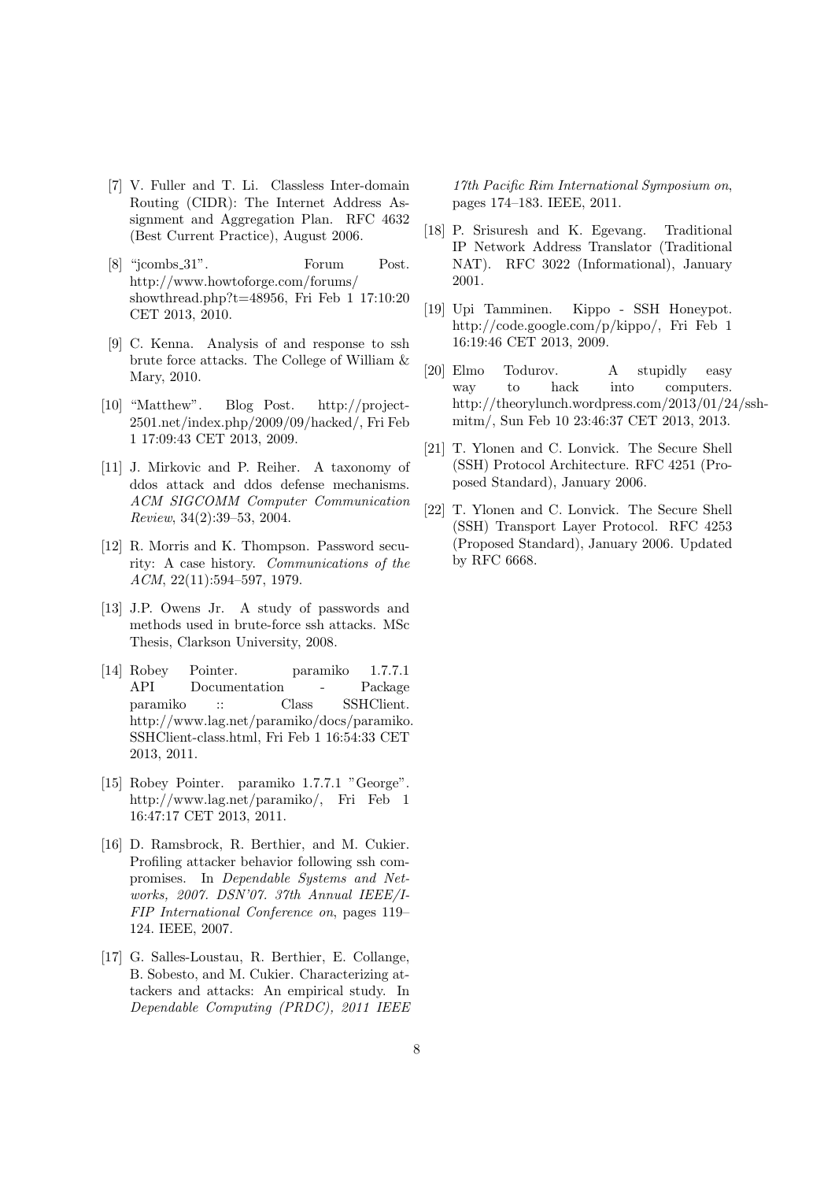[7] V. Fuller and T. Li. Classless Inter-domain Routing (CIDR): The Internet Address Assignment and Aggregation Plan. RFC 4632 (Best Current Practice), August 2006.

[8] "jcombs_31". Forum Post. http://www.howtoforge.com/forums/showthread.php?t=48956, Fri Feb 1 17:10:20 CET 2013, 2010.

[9] C. Kenna. Analysis of and response to ssh brute force attacks. The College of William & Mary, 2010.

[10] "Matthew". Blog Post. http://project-2501.net/index.php/2009/09/hacked/, Fri Feb 1 17:09:43 CET 2013, 2009.

[11] J. Mirkovic and P. Reiher. A taxonomy of ddos attack and ddos defense mechanisms. *ACM SIGCOMM Computer Communication Review*, 34(2):39–53, 2004.

[12] R. Morris and K. Thompson. Password security: A case history. *Communications of the ACM*, 22(11):594–597, 1979.

[13] J.P. Owens Jr. A study of passwords and methods used in brute-force ssh attacks. MSc Thesis, Clarkson University, 2008.

[14] Robey Pointer. paramiko 1.7.7.1 API Documentation - Package paramiko :: Class SSHClient. http://www.lag.net/paramiko/docs/paramiko.SSHClient-class.html, Fri Feb 1 16:54:33 CET 2013, 2011.

[15] Robey Pointer. paramiko 1.7.7.1 "George". http://www.lag.net/paramiko/, Fri Feb 1 16:47:17 CET 2013, 2011.

[16] D. Ramsbrock, R. Berthier, and M. Cukier. Profiling attacker behavior following ssh compromises. In *Dependable Systems and Networks, 2007. DSN'07. 37th Annual IEEE/IFIP International Conference on*, pages 119–124. IEEE, 2007.

[17] G. Salles-Loustau, R. Berthier, E. Collange, B. Sobesto, and M. Cukier. Characterizing attackers and attacks: An empirical study. In *Dependable Computing (PRDC), 2011 IEEE 17th Pacific Rim International Symposium on*, pages 174–183. IEEE, 2011.

[18] P. Srisuresh and K. Egevang. Traditional IP Network Address Translator (Traditional NAT). RFC 3022 (Informational), January 2001.

[19] Upi Tamminen. Kippo - SSH Honeypot. http://code.google.com/p/kippo/, Fri Feb 1 16:19:46 CET 2013, 2009.

[20] Elmo Todurov. A stupidly easy way to hack into computers. http://theorylunch.wordpress.com/2013/01/24/ssh-mitm/, Sun Feb 10 23:46:37 CET 2013, 2013.

[21] T. Ylonen and C. Lonvick. The Secure Shell (SSH) Protocol Architecture. RFC 4251 (Proposed Standard), January 2006.

[22] T. Ylonen and C. Lonvick. The Secure Shell (SSH) Transport Layer Protocol. RFC 4253 (Proposed Standard), January 2006. Updated by RFC 6668.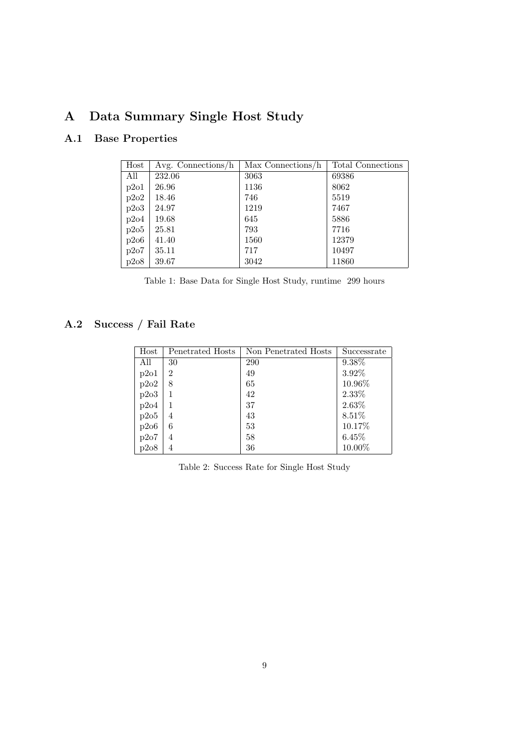# A Data Summary Single Host Study

## A.1 Base Properties

| Host | Avg. Connections/h | Max Connections/h | Total Connections |
|---|---|---|---|
| All | 232.06 | 3063 | 69386 |
| p2o1 | 26.96 | 1136 | 8062 |
| p2o2 | 18.46 | 746 | 5519 |
| p2o3 | 24.97 | 1219 | 7467 |
| p2o4 | 19.68 | 645 | 5886 |
| p2o5 | 25.81 | 793 | 7716 |
| p2o6 | 41.40 | 1560 | 12379 |
| p2o7 | 35.11 | 717 | 10497 |
| p2o8 | 39.67 | 3042 | 11860 |

Table 1: Base Data for Single Host Study, runtime 299 hours

## A.2 Success / Fail Rate

| Host | Penetrated Hosts | Non Penetrated Hosts | Successrate |
|---|---|---|---|
| All | 30 | 290 | 9.38% |
| p2o1 | 2 | 49 | 3.92% |
| p2o2 | 8 | 65 | 10.96% |
| p2o3 | 1 | 42 | 2.33% |
| p2o4 | 1 | 37 | 2.63% |
| p2o5 | 4 | 43 | 8.51% |
| p2o6 | 6 | 53 | 10.17% |
| p2o7 | 4 | 58 | 6.45% |
| p2o8 | 4 | 36 | 10.00% |

Table 2: Success Rate for Single Host Study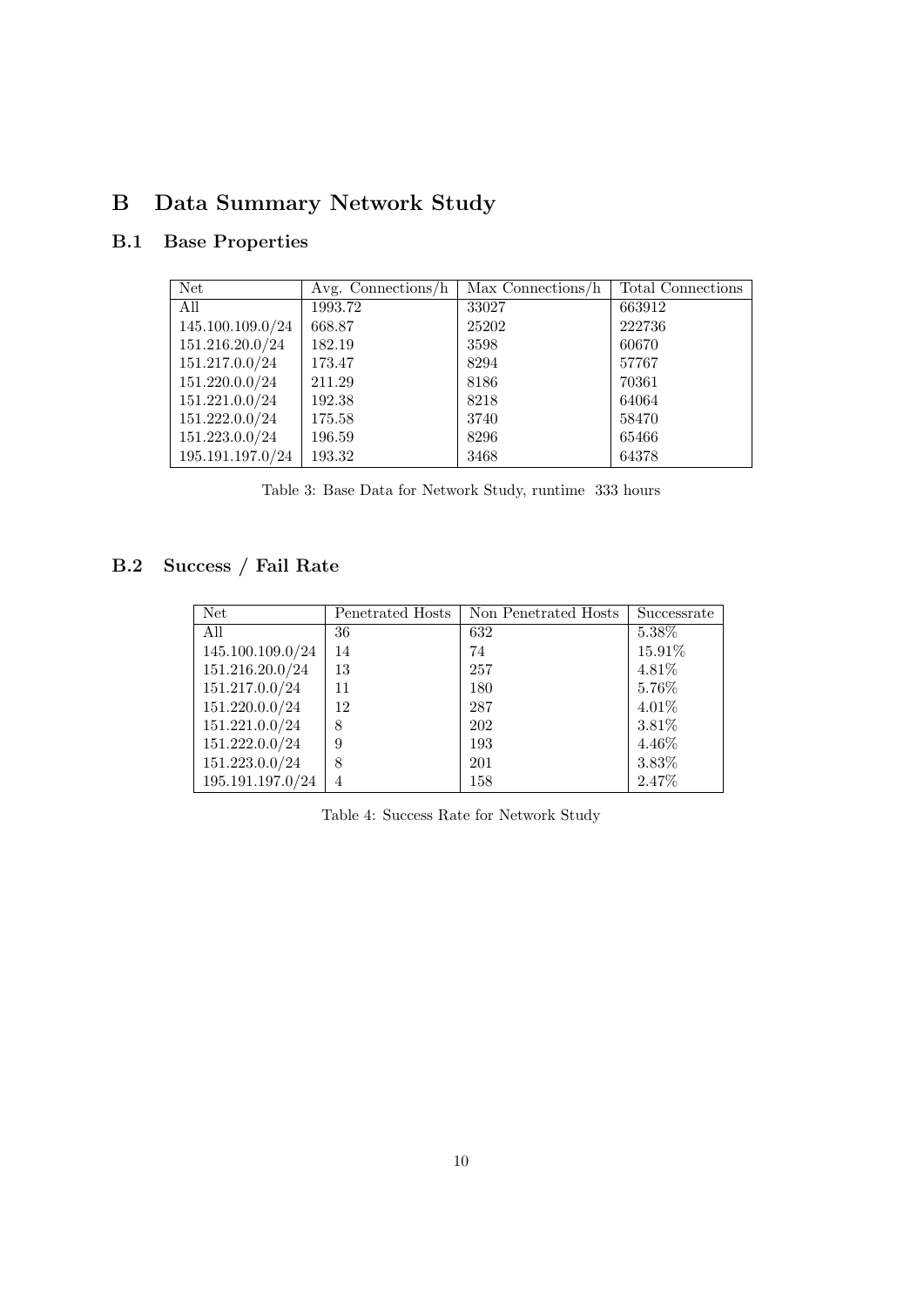# B Data Summary Network Study

## B.1 Base Properties

| Net | Avg. Connections/h | Max Connections/h | Total Connections |
|---|---|---|---|
| All | 1993.72 | 33027 | 663912 |
| 145.100.109.0/24 | 668.87 | 25202 | 222736 |
| 151.216.20.0/24 | 182.19 | 3598 | 60670 |
| 151.217.0.0/24 | 173.47 | 8294 | 57767 |
| 151.220.0.0/24 | 211.29 | 8186 | 70361 |
| 151.221.0.0/24 | 192.38 | 8218 | 64064 |
| 151.222.0.0/24 | 175.58 | 3740 | 58470 |
| 151.223.0.0/24 | 196.59 | 8296 | 65466 |
| 195.191.197.0/24 | 193.32 | 3468 | 64378 |

Table 3: Base Data for Network Study, runtime 333 hours

## B.2 Success / Fail Rate

| Net | Penetrated Hosts | Non Penetrated Hosts | Successrate |
|---|---|---|---|
| All | 36 | 632 | 5.38% |
| 145.100.109.0/24 | 14 | 74 | 15.91% |
| 151.216.20.0/24 | 13 | 257 | 4.81% |
| 151.217.0.0/24 | 11 | 180 | 5.76% |
| 151.220.0.0/24 | 12 | 287 | 4.01% |
| 151.221.0.0/24 | 8 | 202 | 3.81% |
| 151.222.0.0/24 | 9 | 193 | 4.46% |
| 151.223.0.0/24 | 8 | 201 | 3.83% |
| 195.191.197.0/24 | 4 | 158 | 2.47% |

Table 4: Success Rate for Network Study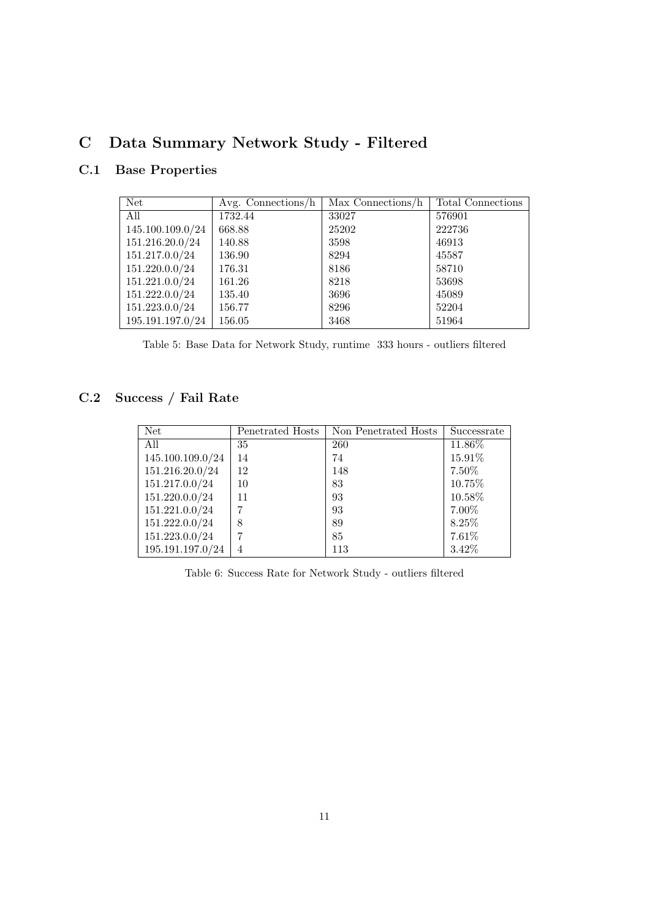# C Data Summary Network Study - Filtered

## C.1 Base Properties

| Net | Avg. Connections/h | Max Connections/h | Total Connections |
|---|---|---|---|
| All | 1732.44 | 33027 | 576901 |
| 145.100.109.0/24 | 668.88 | 25202 | 222736 |
| 151.216.20.0/24 | 140.88 | 3598 | 46913 |
| 151.217.0.0/24 | 136.90 | 8294 | 45587 |
| 151.220.0.0/24 | 176.31 | 8186 | 58710 |
| 151.221.0.0/24 | 161.26 | 8218 | 53698 |
| 151.222.0.0/24 | 135.40 | 3696 | 45089 |
| 151.223.0.0/24 | 156.77 | 8296 | 52204 |
| 195.191.197.0/24 | 156.05 | 3468 | 51964 |

Table 5: Base Data for Network Study, runtime 333 hours - outliers filtered

## C.2 Success / Fail Rate

| Net | Penetrated Hosts | Non Penetrated Hosts | Successrate |
|---|---|---|---|
| All | 35 | 260 | 11.86% |
| 145.100.109.0/24 | 14 | 74 | 15.91% |
| 151.216.20.0/24 | 12 | 148 | 7.50% |
| 151.217.0.0/24 | 10 | 83 | 10.75% |
| 151.220.0.0/24 | 11 | 93 | 10.58% |
| 151.221.0.0/24 | 7 | 93 | 7.00% |
| 151.222.0.0/24 | 8 | 89 | 8.25% |
| 151.223.0.0/24 | 7 | 85 | 7.61% |
| 195.191.197.0/24 | 4 | 113 | 3.42% |

Table 6: Success Rate for Network Study - outliers filtered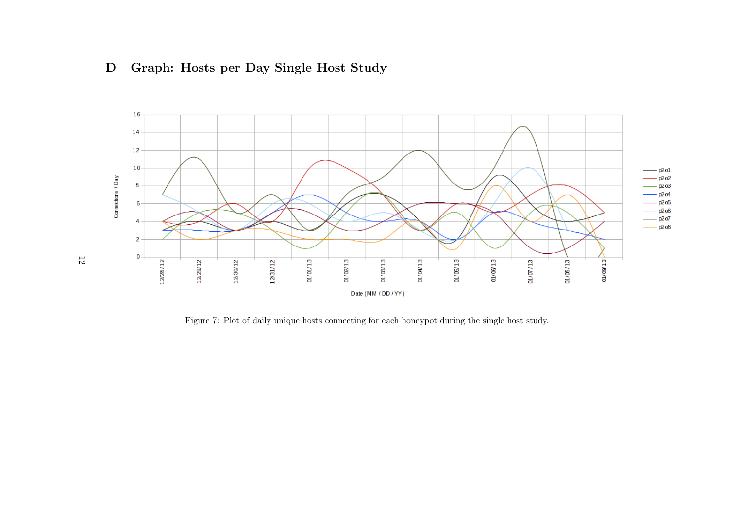# D Graph: Hosts per Day Single Host Study

Figure 7: Plot of daily unique hosts connecting for each honeypot during the single host study.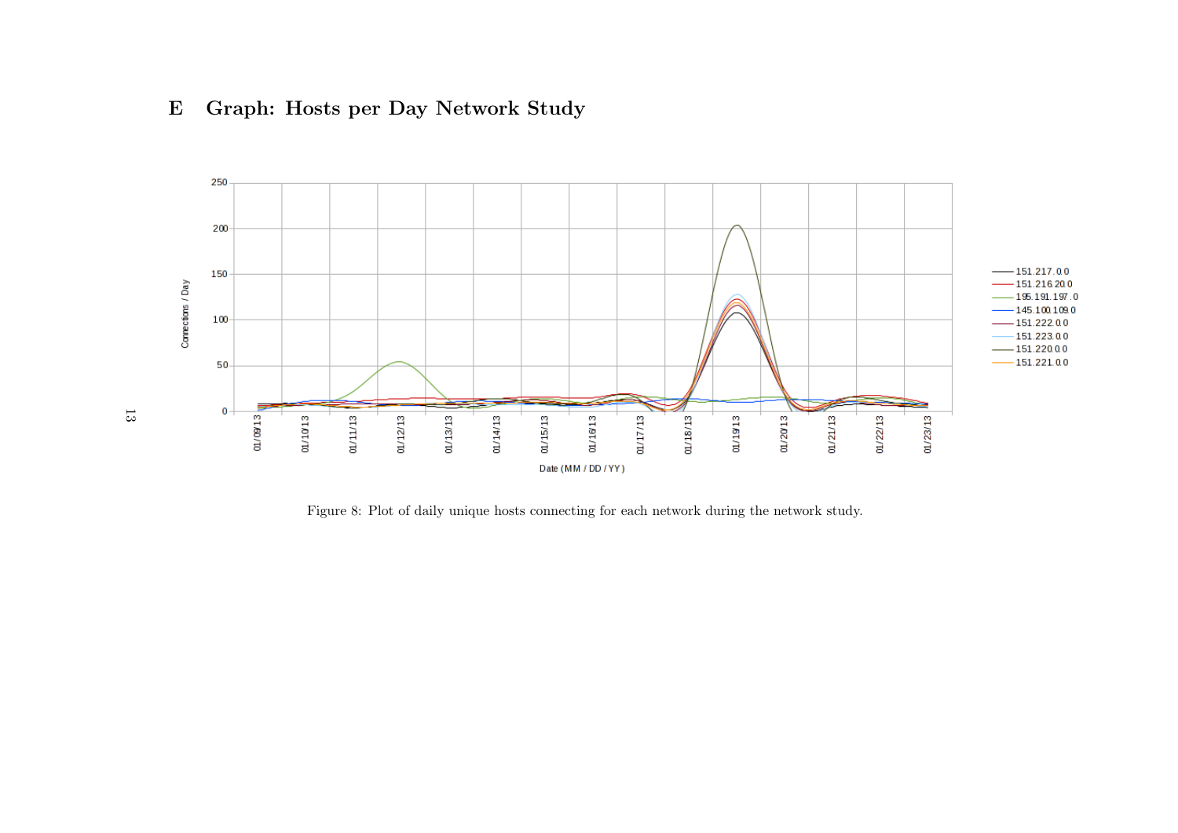## E Graph: Hosts per Day Network Study

Figure 8: Plot of daily unique hosts connecting for each network during the network study.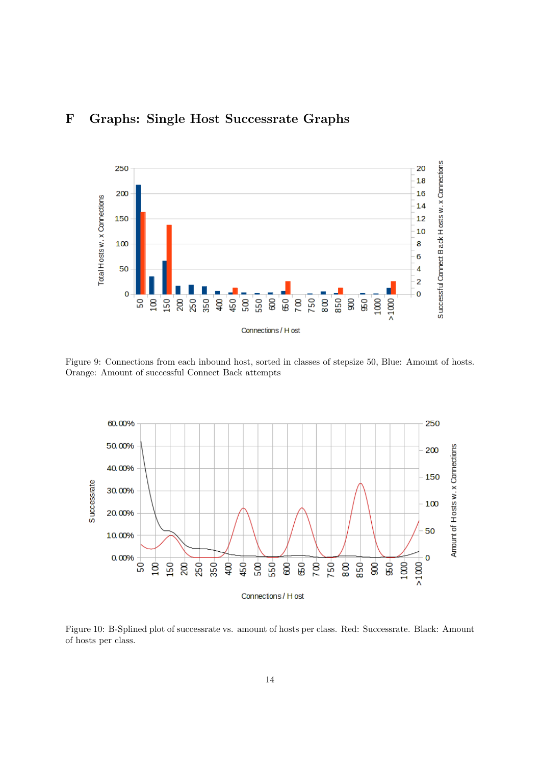# F Graphs: Single Host Successrate Graphs

Figure 9: Connections from each inbound host, sorted in classes of stepsize 50, Blue: Amount of hosts. Orange: Amount of successful Connect Back attempts

Figure 10: B-Splined plot of successrate vs. amount of hosts per class. Red: Successrate. Black: Amount of hosts per class.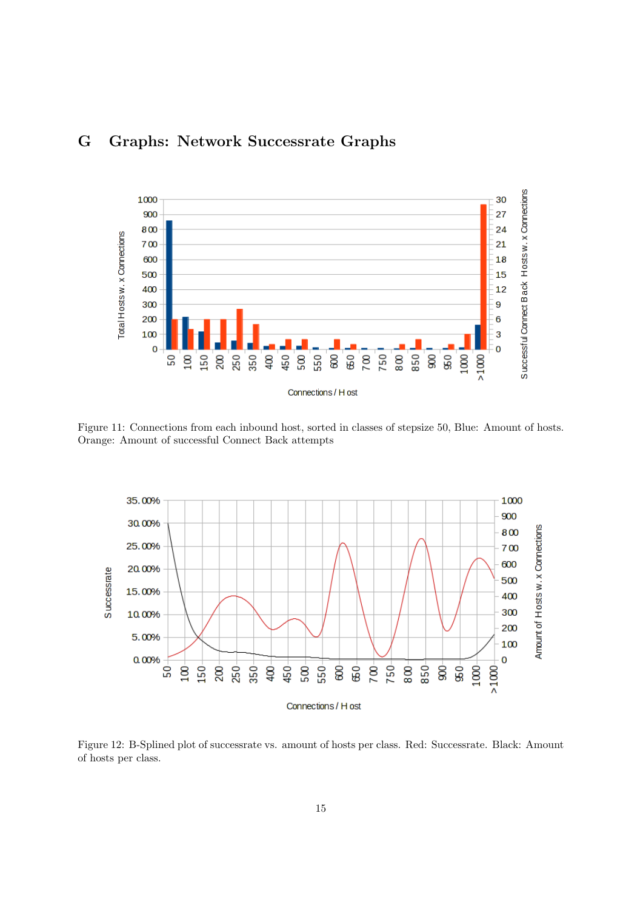# G Graphs: Network Successrate Graphs

Figure 11: Connections from each inbound host, sorted in classes of stepsize 50, Blue: Amount of hosts. Orange: Amount of successful Connect Back attempts

Figure 12: B-Splined plot of successrate vs. amount of hosts per class. Red: Successrate. Black: Amount of hosts per class.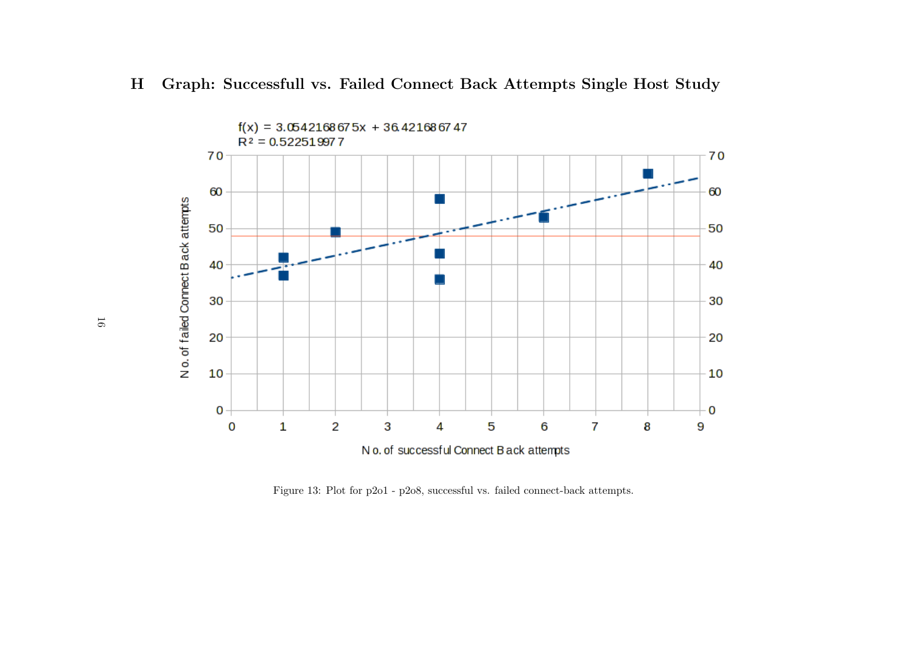# H Graph: Successfull vs. Failed Connect Back Attempts Single Host Study

Figure 13: Plot for p2o1 - p2o8, successful vs. failed connect-back attempts.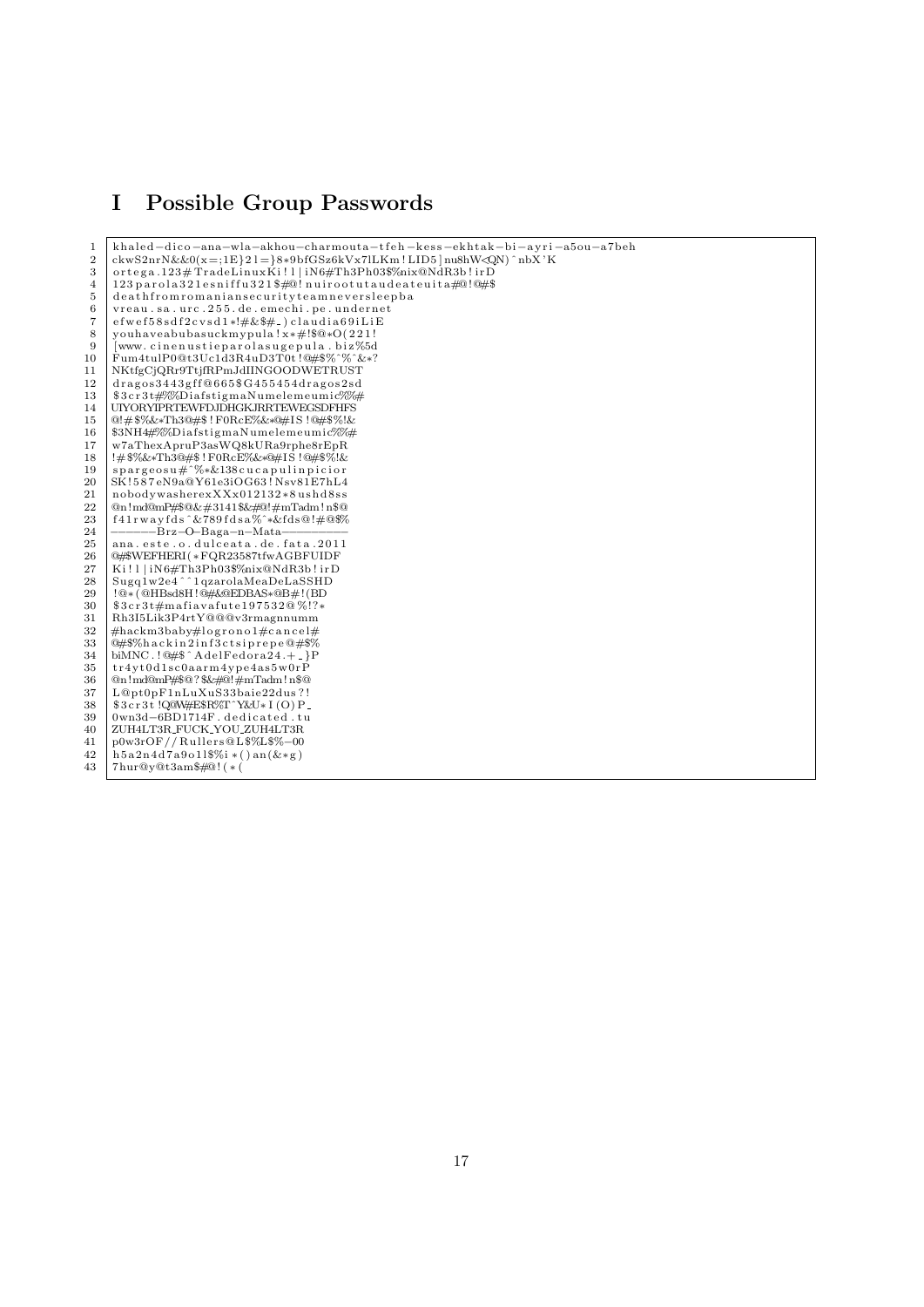# I Possible Group Passwords

```
1  khaled-dico-ana-wla-akhou-charmouta-tfeh-kess-ekhtak-bi-ayri-a5ou-a7beh
2  ckwS2nrN&&0(x=;1E}21=}8*9bfGSz6kVx7lLKm!LID5]nu8hW<QN)^nbX'K
3  ortega.123#TradeLinuxKi!l|iN6#Th3Ph03$%nix@NdR3b!irD
4  123parola321esniffu321$#@!nuirootutaudeateuita#@!@#$
5  deathfromromaniansecurityteamneversleepba
6  vreau.sa.urc.255.de.emechi.pe.undernet
7  efwef58sdf2cvsd1*!#&$#_)claudia69iLiE
8  youhaveabubasuckmypula!x*#!$@*O(221!
9  [www.cinenustieparolasugepula.biz%5d
10 Fum4tulP0@t3Uc1d3R4uD3T0t!@#$%^%^&*?
11 NKtfgCjQRr9TtjfRPmJdIINGOODWETRUST
12 dragos3443gff@665$G455454dragos2sd
13 $3cr3t#%%DiafstigmaNumelemeumic%%#
14 UIYORYIPRTEWFDJDHGKJRRTEWEGSDFHFS
15 @!#$%&*Th3@#$!F0RcE%&*@#IS!@#$%!&
16 $3NH4#%%DiafstigmaNumelemeumic%%#
17 w7aThexApruP3asWQ8kURa9rphe8rEpR
18 !#$%&*Th3@#$!F0RcE%&*@#IS!@#$%!&
19 spargeosu#^%*&138cucapulinpicior
20 SK!587eN9a@Y61e3iOG63!Nsv81E7hL4
21 nobodywasherexXXx012132*8ushd8ss
22 @n!md@mP#$@&#3141$&#@!#mTadm!n$@
23 f41rwayfds^&789fdsa%^*&fds@!#@$%
24 --------Brz-O-Baga-n-Mata-----------
25 ana.este.o.dulceata.de.fata.2011
26 @#$WEFHERI(*FQR23587tfwAGBFUIDF
27 Ki!l|iN6#Th3Ph03$%nix@NdR3b!irD
28 Sugq1w2e4^^1qzarolaMeaDeLaSSHD
29 !@*(@HBsd8H!@#&@EDBAS*@B#!(BD
30 $3cr3t#mafiavafute197532@%!?*
31 Rh3I5Lik3P4rtY@@@v3rmagnnumm
32 #hackm3baby#logrono1#cancel#
33 @#$%hackin2inf3ctsiprepe@#$%
34 biMNC.!@#$^AdelFedora24.+_}P
35 tr4yt0d1sc0aarm4ype4as5w0rP
36 @n!md@mP#$@?$&#@!#mTadm!n$@
37 L@pt0pF1nLuXuS33baie22dus?!
38 $3cr3t!Q@W#E$R%T^Y&U*I(O)P_
39 0wn3d-6BD1714F.dedicated.tu
40 ZUH4LT3R_FUCK_YOU_ZUH4LT3R
41 p0w3rOF//Rullers@L$%L$%-00
42 h5a2n4d7a9o1l$%i*()an(&*g)
43 7hur@y@t3am$#@!(*(
```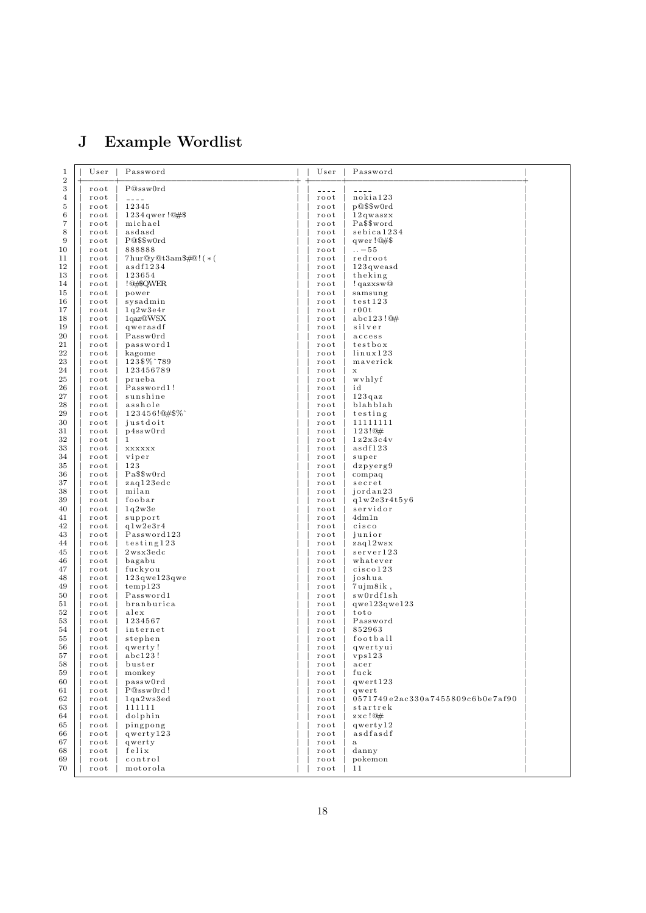# J Example Wordlist

```
| User | Password                          | | User | Password                        |
+------+-----------------------------------+ +------+---------------------------------+
| root | P@ssw0rd                          | | ---- | ----                            |
| root | ----                              | | root | nokia123                        |
| root | 12345                             | | root | p@$$w0rd                        |
| root | 1234qwer!@#$                      | | root | 12qwaszx                        |
| root | michael                           | | root | Pa$$word                        |
| root | asdasd                            | | root | sebica1234                      |
| root | P@$$w0rd                          | | root | qwer!@#$                        |
| root | 888888                            | | root | ..-55                           |
| root | 7hur@y@t3am$#@!(*(                | | root | redroot                         |
| root | asdf1234                          | | root | 123qweasd                       |
| root | 123654                            | | root | theking                         |
| root | !@#$QWER                          | | root | !qazxsw@                        |
| root | power                             | | root | samsung                         |
| root | sysadmin                          | | root | test123                         |
| root | 1q2w3e4r                          | | root | r00t                            |
| root | 1qaz@WSX                          | | root | abc123!@#                       |
| root | qwerasdf                          | | root | silver                          |
| root | Passw0rd                          | | root | access                          |
| root | password1                         | | root | testbox                         |
| root | kagome                            | | root | linux123                        |
| root | 123$%^789                         | | root | maverick                        |
| root | 123456789                         | | root | x                               |
| root | prueba                            | | root | wvhlyf                          |
| root | Password1!                        | | root | id                              |
| root | sunshine                          | | root | 123qaz                          |
| root | asshole                           | | root | blahblah                        |
| root | 123456!@#$%^                      | | root | testing                         |
| root | justdoit                          | | root | 11111111                        |
| root | p4ssw0rd                          | | root | 123!@#                          |
| root | 1                                 | | root | 1z2x3c4v                        |
| root | xxxxxx                            | | root | asdf123                         |
| root | viper                             | | root | super                           |
| root | 123                               | | root | dzpyerg9                        |
| root | Pa$$w0rd                          | | root | compaq                          |
| root | zaq123edc                         | | root | secret                          |
| root | milan                             | | root | jordan23                        |
| root | foobar                            | | root | q1w2e3r4t5y6                    |
| root | 1q2w3e                            | | root | servidor                        |
| root | support                           | | root | 4dm1n                           |
| root | q1w2e3r4                          | | root | cisco                           |
| root | Password123                       | | root | junior                          |
| root | testing123                        | | root | zaq12wsx                        |
| root | 2wsx3edc                          | | root | server123                       |
| root | bagabu                            | | root | whatever                        |
| root | fuckyou                           | | root | cisco123                        |
| root | 123qwe123qwe                      | | root | joshua                          |
| root | temp123                           | | root | 7ujm8ik,                        |
| root | Password1                         | | root | sw0rdf1sh                       |
| root | branburica                        | | root | qwe123qwe123                    |
| root | alex                              | | root | toto                            |
| root | 1234567                           | | root | Password                        |
| root | internet                          | | root | 852963                          |
| root | stephen                           | | root | football                        |
| root | qwerty!                           | | root | qwertyui                        |
| root | abc123!                           | | root | vps123                          |
| root | buster                            | | root | acer                            |
| root | monkey                            | | root | fuck                            |
| root | passw0rd                          | | root | qwert123                        |
| root | P@ssw0rd!                         | | root | qwert                           |
| root | 1qa2ws3ed                         | | root | 0571749e2ac330a7455809c6b0e7af90|
| root | 111111                            | | root | startrek                        |
| root | dolphin                           | | root | zxc!@#                          |
| root | pingpong                          | | root | qwerty12                        |
| root | qwerty123                         | | root | asdfasdf                        |
| root | qwerty                            | | root | a                               |
| root | felix                             | | root | danny                           |
| root | control                           | | root | pokemon                         |
| root | motorola                          | | root | 11                              |
```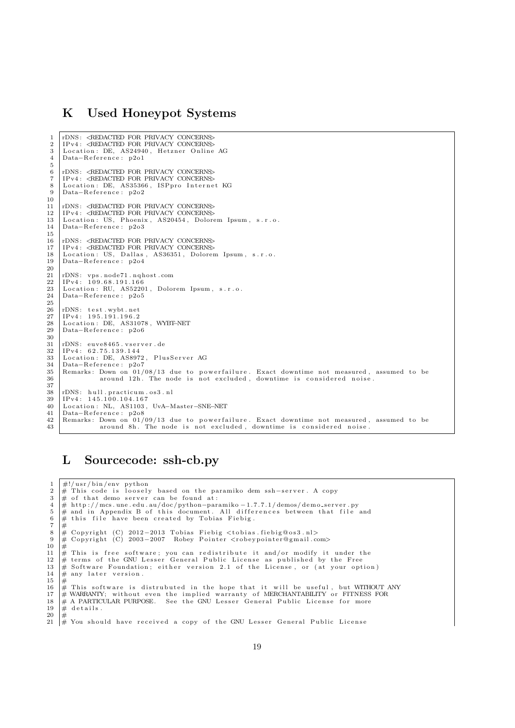# K Used Honeypot Systems

```
rDNS: <REDACTED FOR PRIVACY CONCERNS>
IPv4: <REDACTED FOR PRIVACY CONCERNS>
Location: DE, AS24940, Hetzner Online AG
Data-Reference: p2o1

rDNS: <REDACTED FOR PRIVACY CONCERNS>
IPv4: <REDACTED FOR PRIVACY CONCERNS>
Location: DE, AS35366, ISPpro Internet KG
Data-Reference: p2o2

rDNS: <REDACTED FOR PRIVACY CONCERNS>
IPv4: <REDACTED FOR PRIVACY CONCERNS>
Location: US, Phoenix, AS20454, Dolorem Ipsum, s.r.o.
Data-Reference: p2o3

rDNS: <REDACTED FOR PRIVACY CONCERNS>
IPv4: <REDACTED FOR PRIVACY CONCERNS>
Location: US, Dallas, AS36351, Dolorem Ipsum, s.r.o.
Data-Reference: p2o4

rDNS: vps.node71.nqhost.com
IPv4: 109.68.191.166
Location: RU, AS52201, Dolorem Ipsum, s.r.o.
Data-Reference: p2o5

rDNS: test.wybt.net
IPv4: 195.191.196.2
Location: DE, AS31078, WYBT-NET
Data-Reference: p2o6

rDNS: euve8465.vserver.de
IPv4: 62.75.139.144
Location: DE, AS8972, PlusServer AG
Data-Reference: p2o7
Remarks: Down on 01/08/13 due to powerfailure. Exact downtime not measured, assumed to be
         around 12h. The node is not excluded, downtime is considered noise.

rDNS: hull.practicum.os3.nl
IPv4: 145.100.104.167
Location: NL, AS1103, UvA-Master-SNE-NET
Data-Reference: p2o8
Remarks: Down on 01/09/13 due to powerfailure. Exact downtime not measured, assumed to be
         around 8h. The node is not excluded, downtime is considered noise.
```

# L Sourcecode: ssh-cb.py

```
#!/usr/bin/env python
# This code is loosely based on the paramiko dem ssh-server. A copy
# of that demo server can be found at:
# http://mcs.une.edu.au/doc/python-paramiko-1.7.7.1/demos/demo_server.py
# and in Appendix B of this document. All differences between that file and
# this file have been created by Tobias Fiebig.
#
# Copyright (C) 2012-2013 Tobias Fiebig <tobias.fiebig@os3.nl>
# Copyright (C) 2003-2007 Robey Pointer <robeypointer@gmail.com>
#
# This is free software; you can redistribute it and/or modify it under the
# terms of the GNU Lesser General Public License as published by the Free
# Software Foundation; either version 2.1 of the License, or (at your option)
# any later version.
#
# This software is distrubuted in the hope that it will be useful, but WITHOUT ANY
# WARRANTY; without even the implied warranty of MERCHANTABILITY or FITNESS FOR
# A PARTICULAR PURPOSE. See the GNU Lesser General Public License for more
# details.
#
# You should have received a copy of the GNU Lesser General Public License
```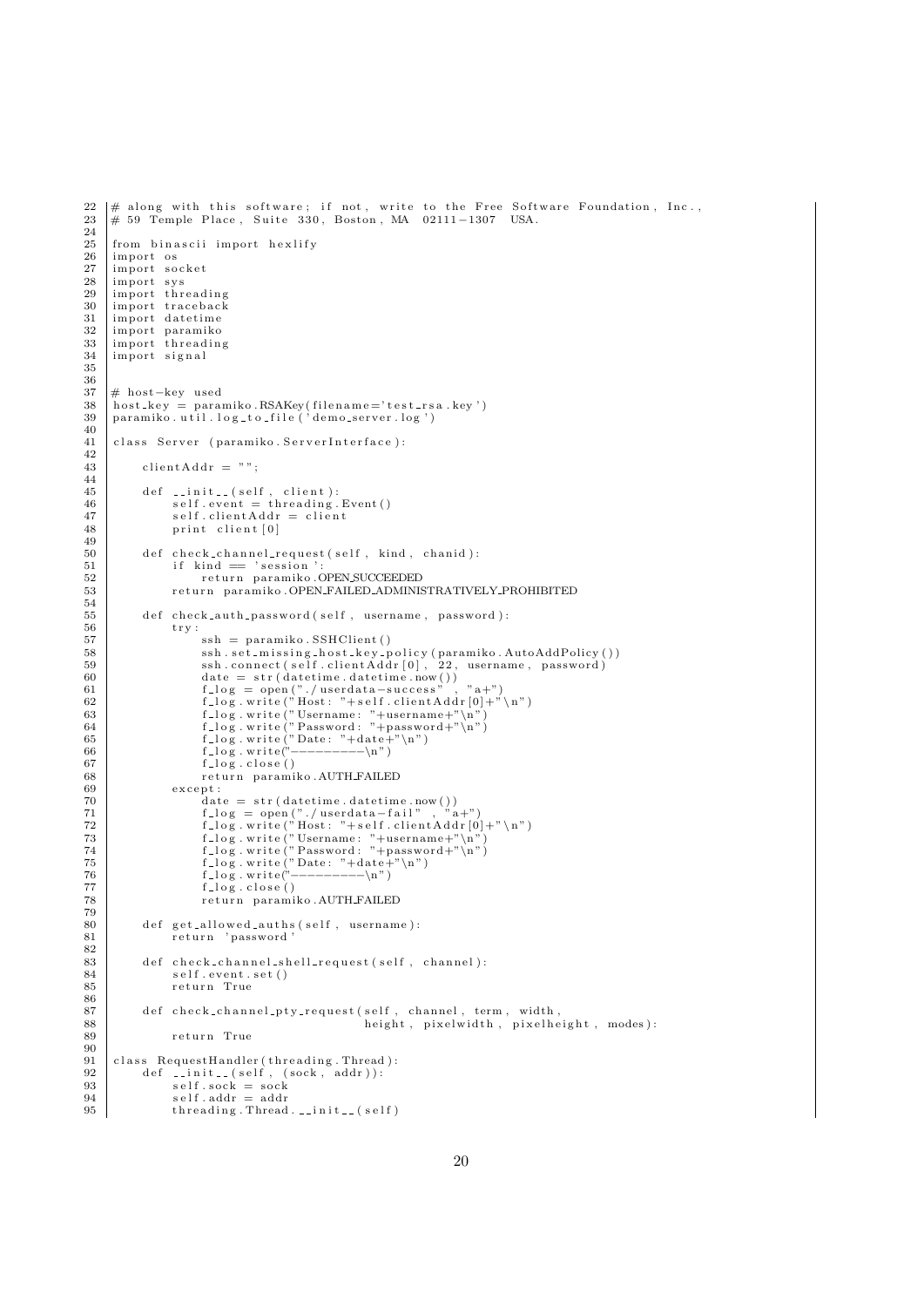```
22 # along with this software; if not, write to the Free Software Foundation, Inc.,
23 # 59 Temple Place, Suite 330, Boston, MA  02111-1307  USA.
24
25 from binascii import hexlify
26 import os
27 import socket
28 import sys
29 import threading
30 import traceback
31 import datetime
32 import paramiko
33 import threading
34 import signal
35
36
37 # host-key used
38 host_key = paramiko.RSAKey(filename='test_rsa.key')
39 paramiko.util.log_to_file('demo_server.log')
40
41 class Server (paramiko.ServerInterface):
42
43     clientAddr = "";
44
45     def __init__(self, client):
46         self.event = threading.Event()
47         self.clientAddr = client
48         print client[0]
49
50     def check_channel_request(self, kind, chanid):
51         if kind == 'session':
52             return paramiko.OPEN_SUCCEEDED
53         return paramiko.OPEN_FAILED_ADMINISTRATIVELY_PROHIBITED
54
55     def check_auth_password(self, username, password):
56         try:
57             ssh = paramiko.SSHClient()
58             ssh.set_missing_host_key_policy(paramiko.AutoAddPolicy())
59             ssh.connect(self.clientAddr[0], 22, username, password)
60             date = str(datetime.datetime.now())
61             f_log = open("./userdata-success" , "a+")
62             f_log.write("Host: "+self.clientAddr[0]+"\n")
63             f_log.write("Username: "+username+"\n")
64             f_log.write("Password: "+password+"\n")
65             f_log.write("Date: "+date+"\n")
66             f_log.write("---------\n")
67             f_log.close()
68             return paramiko.AUTH_FAILED
69         except:
70             date = str(datetime.datetime.now())
71             f_log = open("./userdata-fail" , "a+")
72             f_log.write("Host: "+self.clientAddr[0]+"\n")
73             f_log.write("Username: "+username+"\n")
74             f_log.write("Password: "+password+"\n")
75             f_log.write("Date: "+date+"\n")
76             f_log.write("---------\n")
77             f_log.close()
78             return paramiko.AUTH_FAILED
79
80     def get_allowed_auths(self, username):
81         return 'password'
82
83     def check_channel_shell_request(self, channel):
84         self.event.set()
85         return True
86
87     def check_channel_pty_request(self, channel, term, width,
88                                   height, pixelwidth, pixelheight, modes):
89         return True
90
91 class RequestHandler(threading.Thread):
92     def __init__(self, (sock, addr)):
93         self.sock = sock
94         self.addr = addr
95         threading.Thread.__init__(self)
```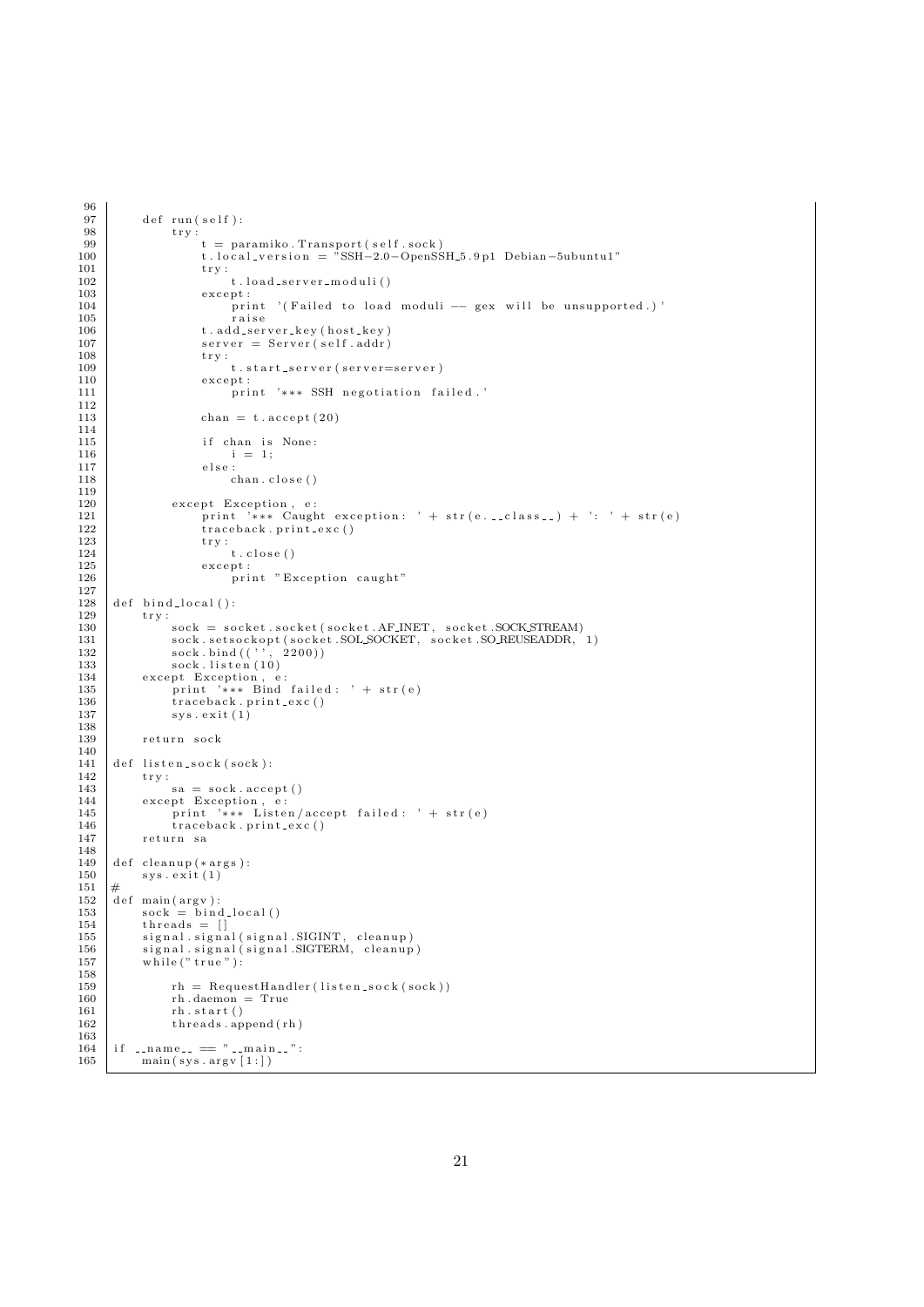```
    def run(self):
        try:
            t = paramiko.Transport(self.sock)
            t.local_version = "SSH-2.0-OpenSSH_5.9p1 Debian-5ubuntu1"
            try:
                t.load_server_moduli()
            except:
                print '(Failed to load moduli -- gex will be unsupported.)'
                raise
            t.add_server_key(host_key)
            server = Server(self.addr)
            try:
                t.start_server(server=server)
            except:
                print '*** SSH negotiation failed.'

            chan = t.accept(20)

            if chan is None:
                i = 1;
            else:
                chan.close()

        except Exception, e:
            print '*** Caught exception: ' + str(e.__class__) + ': ' + str(e)
            traceback.print_exc()
            try:
                t.close()
            except:
                print "Exception caught"

def bind_local():
    try:
        sock = socket.socket(socket.AF_INET, socket.SOCK_STREAM)
        sock.setsockopt(socket.SOL_SOCKET, socket.SO_REUSEADDR, 1)
        sock.bind(('', 2200))
        sock.listen(10)
    except Exception, e:
        print '*** Bind failed: ' + str(e)
        traceback.print_exc()
        sys.exit(1)

    return sock

def listen_sock(sock):
    try:
        sa = sock.accept()
    except Exception, e:
        print '*** Listen/accept failed: ' + str(e)
        traceback.print_exc()
    return sa

def cleanup(*args):
    sys.exit(1)
#
def main(argv):
    sock = bind_local()
    threads = []
    signal.signal(signal.SIGINT, cleanup)
    signal.signal(signal.SIGTERM, cleanup)
    while("true"):

        rh = RequestHandler(listen_sock(sock))
        rh.daemon = True
        rh.start()
        threads.append(rh)

if __name__ == "__main__":
    main(sys.argv[1:])
```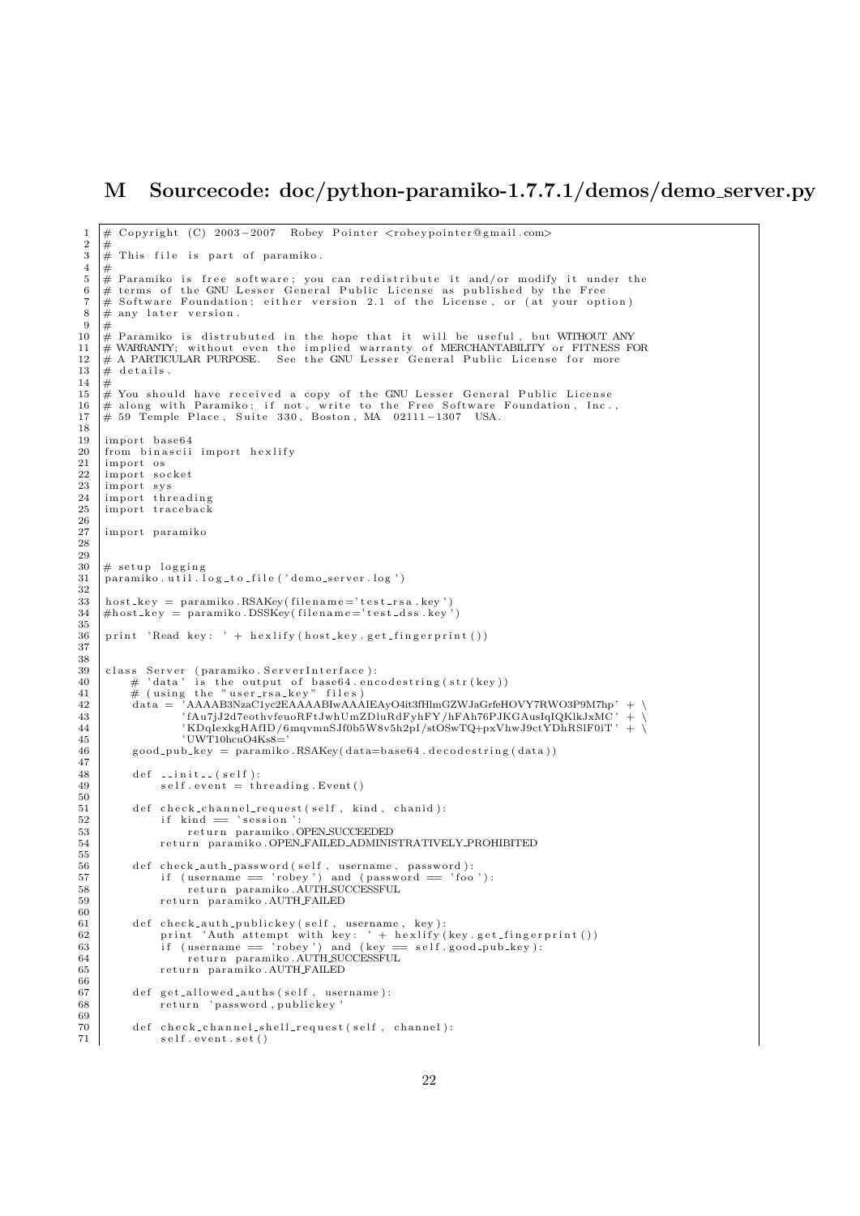## M Sourcecode: doc/python-paramiko-1.7.7.1/demos/demo_server.py

```
# Copyright (C) 2003-2007  Robey Pointer <robeypointer@gmail.com>
#
# This file is part of paramiko.
#
# Paramiko is free software; you can redistribute it and/or modify it under the
# terms of the GNU Lesser General Public License as published by the Free
# Software Foundation; either version 2.1 of the License, or (at your option)
# any later version.
#
# Paramiko is distrubuted in the hope that it will be useful, but WITHOUT ANY
# WARRANTY; without even the implied warranty of MERCHANTABILITY or FITNESS FOR
# A PARTICULAR PURPOSE.  See the GNU Lesser General Public License for more
# details.
#
# You should have received a copy of the GNU Lesser General Public License
# along with Paramiko; if not, write to the Free Software Foundation, Inc.,
# 59 Temple Place, Suite 330, Boston, MA  02111-1307  USA.

import base64
from binascii import hexlify
import os
import socket
import sys
import threading
import traceback

import paramiko


# setup logging
paramiko.util.log_to_file('demo_server.log')

host_key = paramiko.RSAKey(filename='test_rsa.key')
#host_key = paramiko.DSSKey(filename='test_dss.key')

print 'Read key: ' + hexlify(host_key.get_fingerprint())


class Server (paramiko.ServerInterface):
    # 'data' is the output of base64.encodestring(str(key))
    # (using the "user_rsa_key" files)
    data = 'AAAAB3NzaC1yc2EAAAABIwAAAIEAyO4it3fHlmGZWJaGrfeHOVY7RWO3P9M7hp' + \
           'fAu7jJ2d7eothvfeuoRFtJwhUmZDluRdFyhFY/hFAh76PJKGAusIqIQKlkJxMC' + \
           'KDqIexkgHAfID/6mqvmnSJf0b5W8v5h2pI/stOSwTQ+pxVhwJ9ctYDhRSlF0iT' + \
           'UWT10hcuO4Ks8='
    good_pub_key = paramiko.RSAKey(data=base64.decodestring(data))

    def __init__(self):
        self.event = threading.Event()

    def check_channel_request(self, kind, chanid):
        if kind == 'session':
            return paramiko.OPEN_SUCCEEDED
        return paramiko.OPEN_FAILED_ADMINISTRATIVELY_PROHIBITED

    def check_auth_password(self, username, password):
        if (username == 'robey') and (password == 'foo'):
            return paramiko.AUTH_SUCCESSFUL
        return paramiko.AUTH_FAILED

    def check_auth_publickey(self, username, key):
        print 'Auth attempt with key: ' + hexlify(key.get_fingerprint())
        if (username == 'robey') and (key == self.good_pub_key):
            return paramiko.AUTH_SUCCESSFUL
        return paramiko.AUTH_FAILED

    def get_allowed_auths(self, username):
        return 'password,publickey'

    def check_channel_shell_request(self, channel):
        self.event.set()
```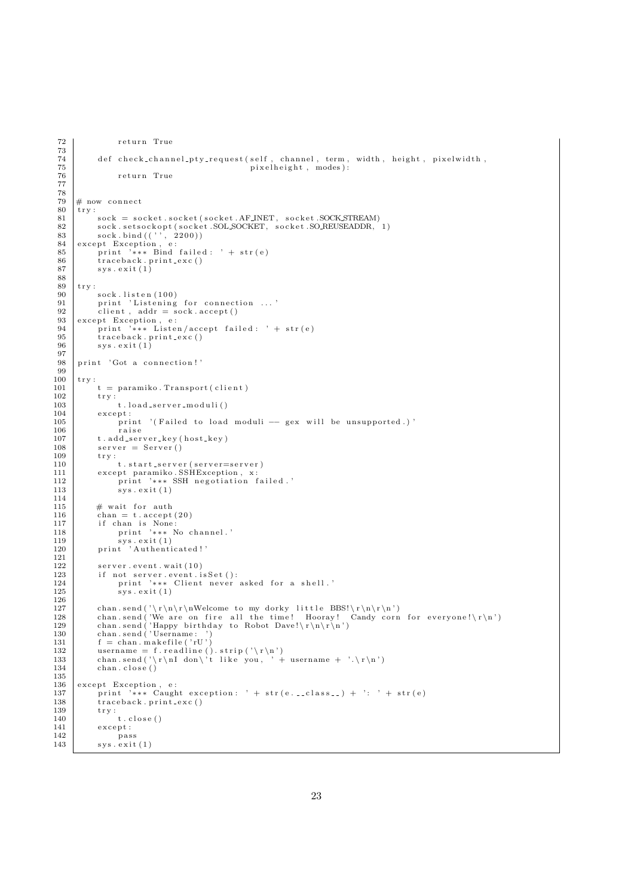```
72            return True
73
74      def check_channel_pty_request(self, channel, term, width, height, pixelwidth,
75                                    pixelheight, modes):
76            return True
77
78
79  # now connect
80  try:
81      sock = socket.socket(socket.AF_INET, socket.SOCK_STREAM)
82      sock.setsockopt(socket.SOL_SOCKET, socket.SO_REUSEADDR, 1)
83      sock.bind(('', 2200))
84  except Exception, e:
85      print '*** Bind failed: ' + str(e)
86      traceback.print_exc()
87      sys.exit(1)
88
89  try:
90      sock.listen(100)
91      print 'Listening for connection ...'
92      client, addr = sock.accept()
93  except Exception, e:
94      print '*** Listen/accept failed: ' + str(e)
95      traceback.print_exc()
96      sys.exit(1)
97
98  print 'Got a connection!'
99
100 try:
101     t = paramiko.Transport(client)
102     try:
103         t.load_server_moduli()
104     except:
105         print '(Failed to load moduli -- gex will be unsupported.)'
106         raise
107     t.add_server_key(host_key)
108     server = Server()
109     try:
110         t.start_server(server=server)
111     except paramiko.SSHException, x:
112         print '*** SSH negotiation failed.'
113         sys.exit(1)
114
115     # wait for auth
116     chan = t.accept(20)
117     if chan is None:
118         print '*** No channel.'
119         sys.exit(1)
120     print 'Authenticated!'
121
122     server.event.wait(10)
123     if not server.event.isSet():
124         print '*** Client never asked for a shell.'
125         sys.exit(1)
126
127     chan.send('\r\n\r\nWelcome to my dorky little BBS!\r\n\r\n')
128     chan.send('We are on fire all the time!  Hooray!  Candy corn for everyone!\r\n')
129     chan.send('Happy birthday to Robot Dave!\r\n\r\n')
130     chan.send('Username: ')
131     f = chan.makefile('rU')
132     username = f.readline().strip('\r\n')
133     chan.send('\r\nI don\'t like you, ' + username + '.\r\n')
134     chan.close()
135
136 except Exception, e:
137     print '*** Caught exception: ' + str(e.__class__) + ': ' + str(e)
138     traceback.print_exc()
139     try:
140         t.close()
141     except:
142         pass
143     sys.exit(1)
```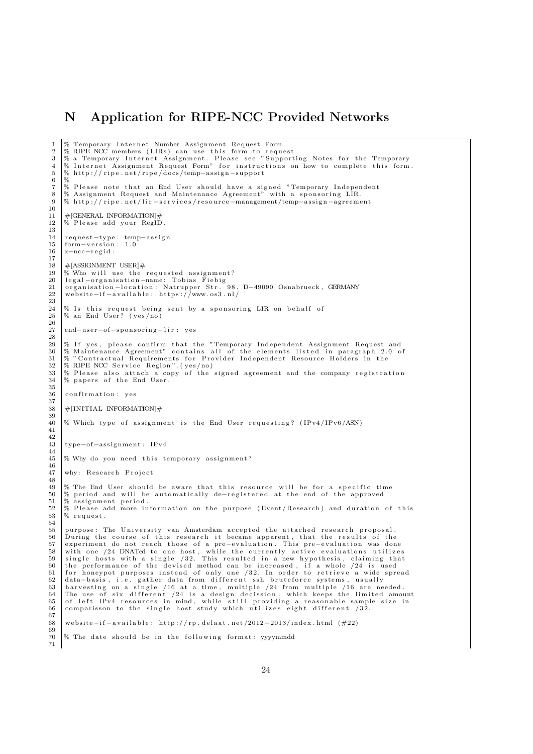# N Application for RIPE-NCC Provided Networks

```
% Temporary Internet Number Assignment Request Form
% RIPE NCC members (LIRs) can use this form to request
% a Temporary Internet Assignment. Please see "Supporting Notes for the Temporary
% Internet Assignment Request Form" for instructions on how to complete this form.
% http://ripe.net/ripe/docs/temp-assign-support
%
% Please note that an End User should have a signed "Temporary Independent
% Assignment Request and Maintenance Agreement" with a sponsoring LIR.
% http://ripe.net/lir-services/resource-management/temp-assign-agreement

#[GENERAL INFORMATION]#
% Please add your RegID.

request-type: temp-assign
form-version: 1.0
x-ncc-regid:

#[ASSIGNMENT USER]#
% Who will use the requested assignment?
legal-organisation-name: Tobias Fiebig
organisation-location: Natrupper Str. 98, D-49090 Osnabrueck, GERMANY
website-if-available: https://www.os3.nl/

% Is this request being sent by a sponsoring LIR on behalf of
% an End User? (yes/no)

end-user-of-sponsoring-lir: yes

% If yes, please confirm that the "Temporary Independent Assignment Request and
% Maintenance Agreement" contains all of the elements listed in paragraph 2.0 of
% "Contractual Requirements for Provider Independent Resource Holders in the
% RIPE NCC Service Region".(yes/no)
% Please also attach a copy of the signed agreement and the company registration
% papers of the End User.

confirmation: yes

#[INITIAL INFORMATION]#

% Which type of assignment is the End User requesting? (IPv4/IPv6/ASN)


type-of-assignment: IPv4

% Why do you need this temporary assignment?

why: Research Project

% The End User should be aware that this resource will be for a specific time
% period and will be automatically de-registered at the end of the approved
% assignment period.
% Please add more information on the purpose (Event/Research) and duration of this
% request.

purpose: The University van Amsterdam accepted the attached research proposal.
During the course of this research it became apparent, that the results of the
experiment do not reach those of a pre-evaluation. This pre-evaluation was done
with one /24 DNATed to one host, while the currently active evaluations utilizes
single hosts with a single /32. This resulted in a new hypothesis, claiming that
the performance of the devised method can be increased, if a whole /24 is used
for honeypot purposes instead of only one /32. In order to retrieve a wide spread
data-basis, i.e. gather data from different ssh bruteforce systems, usually
harvesting on a single /16 at a time, multiple /24 from multiple /16 are needed.
The use of six different /24 is a design decission, which keeps the limited amount
of left IPv4 resources in mind, while still providing a reasonable sample size in
comparisson to the single host study which utilizes eight different /32.

website-if-available: http://rp.delaat.net/2012-2013/index.html (#22)

% The date should be in the following format: yyyymmdd

```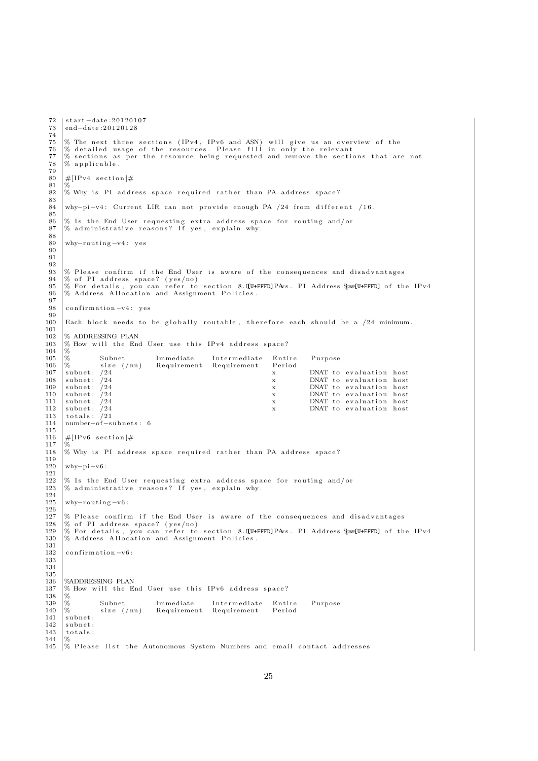```
72  start-date:20120107
73  end-date:20120128
74
75  % The next three sections (IPv4, IPv6 and ASN) will give us an overview of the
76  % detailed usage of the resources. Please fill in only the relevant
77  % sections as per the resource being requested and remove the sections that are not
78  % applicable.
79
80  #[IPv4 section]#
81  %
82  % Why is PI address space required rather than PA address space?
83
84  why-pi-v4: Current LIR can not provide enough PA /24 from different /16.
85
86  % Is the End User requesting extra address space for routing and/or
87  % administrative reasons? If yes, explain why.
88
89  why-routing-v4: yes
90
91
92
93  % Please confirm if the End User is aware of the consequences and disadvantages
94  % of PI address space? (yes/no)
95  % For details, you can refer to section 8.0[U+FFFD]PA vs. PI Address Space[U+FFFD] of the IPv4
96  % Address Allocation and Assignment Policies.
97
98  confirmation-v4: yes
99
100 Each block needs to be globally routable, therefore each should be a /24 minimum.
101
102 % ADDRESSING PLAN
103 % How will the End User use this IPv4 address space?
104 %
105 %       Subnet       Immediate    Intermediate  Entire    Purpose
106 %       size (/nn)   Requirement  Requirement   Period
107 subnet: /24                                     x         DNAT to evaluation host
108 subnet: /24                                     x         DNAT to evaluation host
109 subnet: /24                                     x         DNAT to evaluation host
110 subnet: /24                                     x         DNAT to evaluation host
111 subnet: /24                                     x         DNAT to evaluation host
112 subnet: /24                                     x         DNAT to evaluation host
113 totals: /21
114 number-of-subnets: 6
115
116 #[IPv6 section]#
117 %
118 % Why is PI address space required rather than PA address space?
119
120 why-pi-v6:
121
122 % Is the End User requesting extra address space for routing and/or
123 % administrative reasons? If yes, explain why.
124
125 why-routing-v6:
126
127 % Please confirm if the End User is aware of the consequences and disadvantages
128 % of PI address space? (yes/no)
129 % For details, you can refer to section 8.0[U+FFFD]PA vs. PI Address Space[U+FFFD] of the IPv4
130 % Address Allocation and Assignment Policies.
131
132 confirmation-v6:
133
134
135
136 %ADDRESSING PLAN
137 % How will the End User use this IPv6 address space?
138 %
139 %       Subnet       Immediate    Intermediate  Entire    Purpose
140 %       size (/nn)   Requirement  Requirement   Period
141 subnet:
142 subnet:
143 totals:
144 %
145 % Please list the Autonomous System Numbers and email contact addresses
```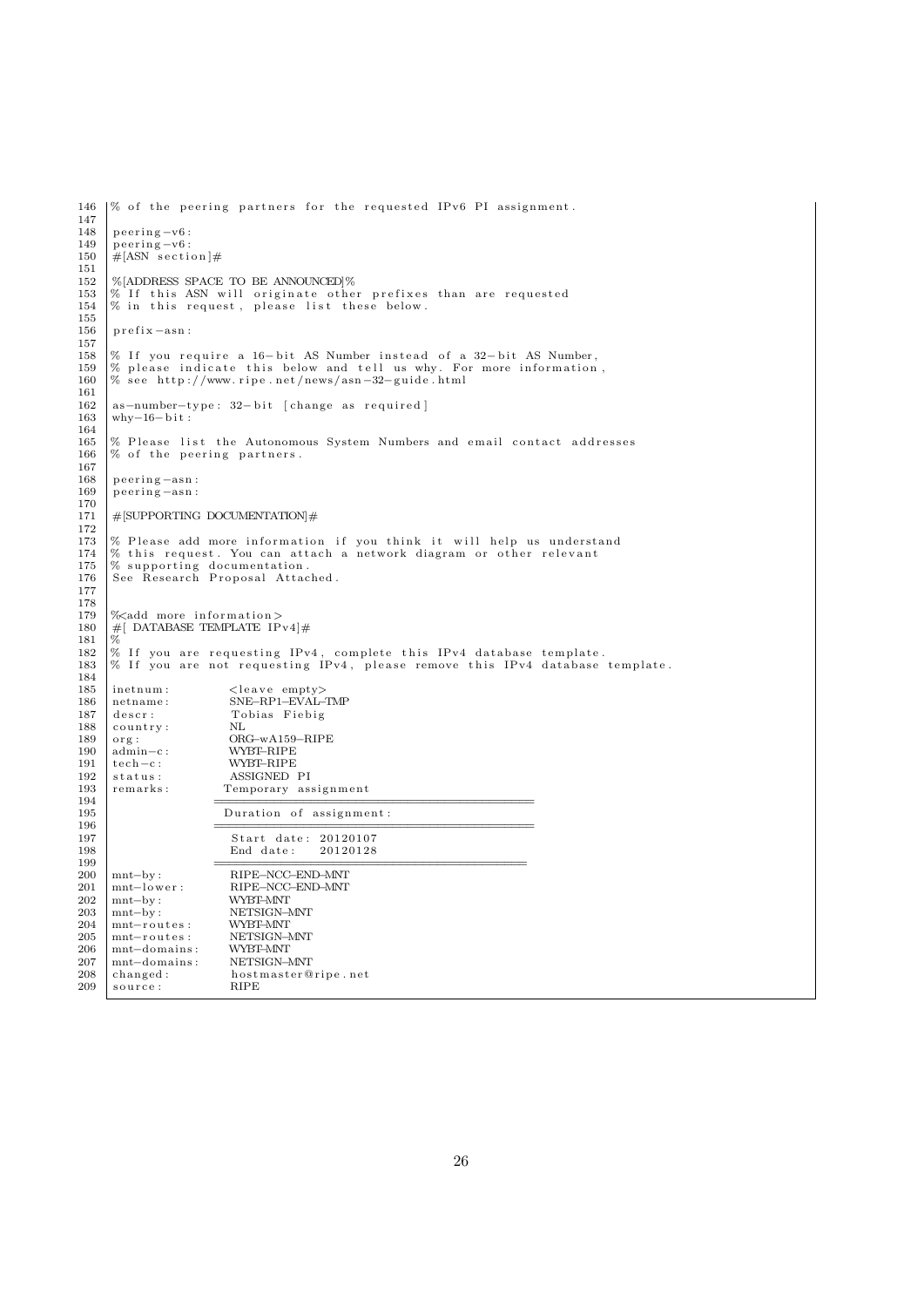```
146 % of the peering partners for the requested IPv6 PI assignment.
147
148 peering-v6:
149 peering-v6:
150 #[ASN section]#
151
152 %[ADDRESS SPACE TO BE ANNOUNCED]%
153 % If this ASN will originate other prefixes than are requested
154 % in this request, please list these below.
155
156 prefix-asn:
157
158 % If you require a 16-bit AS Number instead of a 32-bit AS Number,
159 % please indicate this below and tell us why. For more information,
160 % see http://www.ripe.net/news/asn-32-guide.html
161
162 as-number-type: 32-bit [change as required]
163 why-16-bit:
164
165 % Please list the Autonomous System Numbers and email contact addresses
166 % of the peering partners.
167
168 peering-asn:
169 peering-asn:
170
171 #[SUPPORTING DOCUMENTATION]#
172
173 % Please add more information if you think it will help us understand
174 % this request. You can attach a network diagram or other relevant
175 % supporting documentation.
176 See Research Proposal Attached.
177
178
179 %<add more information>
180 #[ DATABASE TEMPLATE IPv4]#
181 %
182 % If you are requesting IPv4, complete this IPv4 database template.
183 % If you are not requesting IPv4, please remove this IPv4 database template.
184
185 inetnum:         <leave empty>
186 netname:         SNE-RP1-EVAL-TMP
187 descr:           Tobias Fiebig
188 country:         NL
189 org:             ORG-wA159-RIPE
190 admin-c:         WYBT-RIPE
191 tech-c:          WYBT-RIPE
192 status:          ASSIGNED PI
193 remarks:         Temporary assignment
194                  ========================================
195                  Duration of assignment:
196                  ========================================
197                   Start date: 20120107
198                   End date:   20120128
199                  ========================================
200 mnt-by:          RIPE-NCC-END-MNT
201 mnt-lower:       RIPE-NCC-END-MNT
202 mnt-by:          WYBT-MNT
203 mnt-by:          NETSIGN-MNT
204 mnt-routes:      WYBT-MNT
205 mnt-routes:      NETSIGN-MNT
206 mnt-domains:     WYBT-MNT
207 mnt-domains:     NETSIGN-MNT
208 changed:         hostmaster@ripe.net
209 source:          RIPE
```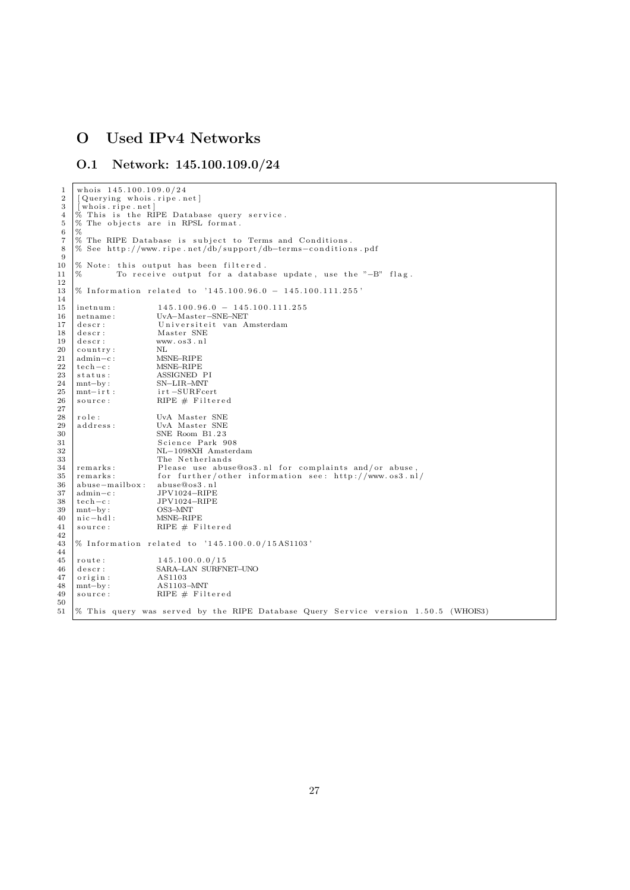# O Used IPv4 Networks

## O.1 Network: 145.100.109.0/24

```
whois 145.100.109.0/24
[Querying whois.ripe.net]
[whois.ripe.net]
% This is the RIPE Database query service.
% The objects are in RPSL format.
%
% The RIPE Database is subject to Terms and Conditions.
% See http://www.ripe.net/db/support/db-terms-conditions.pdf

% Note: this output has been filtered.
%       To receive output for a database update, use the "-B" flag.

% Information related to '145.100.96.0 - 145.100.111.255'

inetnum:         145.100.96.0 - 145.100.111.255
netname:         UvA-Master-SNE-NET
descr:           Universiteit van Amsterdam
descr:           Master SNE
descr:           www.os3.nl
country:         NL
admin-c:         MSNE-RIPE
tech-c:          MSNE-RIPE
status:          ASSIGNED PI
mnt-by:          SN-LIR-MNT
mnt-irt:         irt-SURFcert
source:          RIPE # Filtered

role:            UvA Master SNE
address:         UvA Master SNE
                 SNE Room B1.23
                 Science Park 908
                 NL-1098XH Amsterdam
                 The Netherlands
remarks:         Please use abuse@os3.nl for complaints and/or abuse,
remarks:         for further/other information see: http://www.os3.nl/
abuse-mailbox:   abuse@os3.nl
admin-c:         JPV1024-RIPE
tech-c:          JPV1024-RIPE
mnt-by:          OS3-MNT
nic-hdl:         MSNE-RIPE
source:          RIPE # Filtered

% Information related to '145.100.0.0/15AS1103'

route:           145.100.0.0/15
descr:           SARA-LAN SURFNET-UNO
origin:          AS1103
mnt-by:          AS1103-MNT
source:          RIPE # Filtered

% This query was served by the RIPE Database Query Service version 1.50.5 (WHOIS3)
```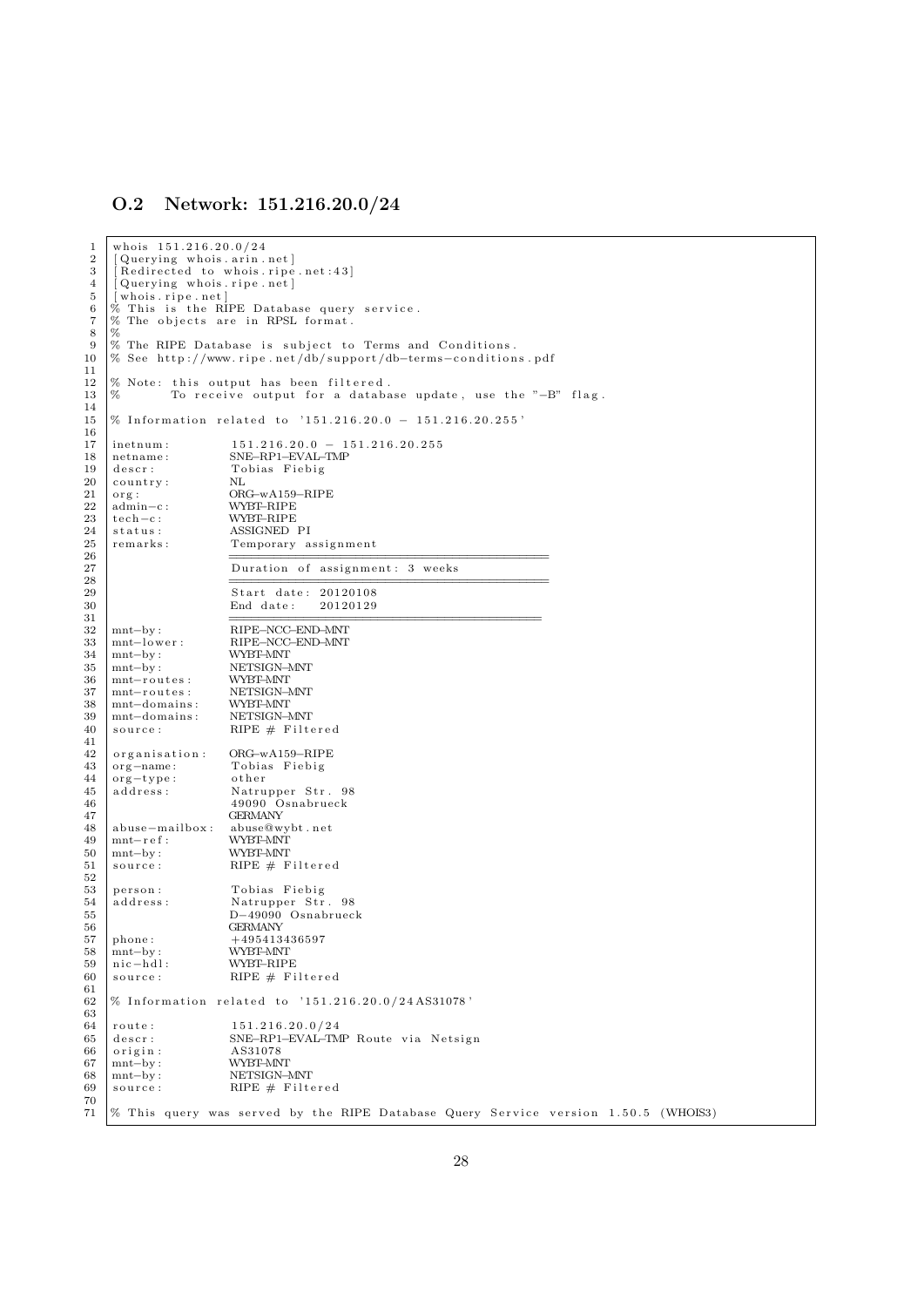### O.2 Network: 151.216.20.0/24

```
whois 151.216.20.0/24
[Querying whois.arin.net]
[Redirected to whois.ripe.net:43]
[Querying whois.ripe.net]
[whois.ripe.net]
% This is the RIPE Database query service.
% The objects are in RPSL format.
%
% The RIPE Database is subject to Terms and Conditions.
% See http://www.ripe.net/db/support/db-terms-conditions.pdf

% Note: this output has been filtered.
%       To receive output for a database update, use the "-B" flag.

% Information related to '151.216.20.0 - 151.216.20.255'

inetnum:        151.216.20.0 - 151.216.20.255
netname:        SNE-RP1-EVAL-TMP
descr:          Tobias Fiebig
country:        NL
org:            ORG-wA159-RIPE
admin-c:        WYBT-RIPE
tech-c:         WYBT-RIPE
status:         ASSIGNED PI
remarks:        Temporary assignment
                ==========================================
                Duration of assignment: 3 weeks
                ==========================================
                Start date: 20120108
                End date:   20120129
                ==========================================
mnt-by:         RIPE-NCC-END-MNT
mnt-lower:      RIPE-NCC-END-MNT
mnt-by:         WYBT-MNT
mnt-by:         NETSIGN-MNT
mnt-routes:     WYBT-MNT
mnt-routes:     NETSIGN-MNT
mnt-domains:    WYBT-MNT
mnt-domains:    NETSIGN-MNT
source:         RIPE # Filtered

organisation:   ORG-wA159-RIPE
org-name:       Tobias Fiebig
org-type:       other
address:        Natrupper Str. 98
                49090 Osnabrueck
                GERMANY
abuse-mailbox:  abuse@wybt.net
mnt-ref:        WYBT-MNT
mnt-by:         WYBT-MNT
source:         RIPE # Filtered

person:         Tobias Fiebig
address:        Natrupper Str. 98
                D-49090 Osnabrueck
                GERMANY
phone:          +495413436597
mnt-by:         WYBT-MNT
nic-hdl:        WYBT-RIPE
source:         RIPE # Filtered

% Information related to '151.216.20.0/24AS31078'

route:          151.216.20.0/24
descr:          SNE-RP1-EVAL-TMP Route via Netsign
origin:         AS31078
mnt-by:         WYBT-MNT
mnt-by:         NETSIGN-MNT
source:         RIPE # Filtered

% This query was served by the RIPE Database Query Service version 1.50.5 (WHOIS3)
```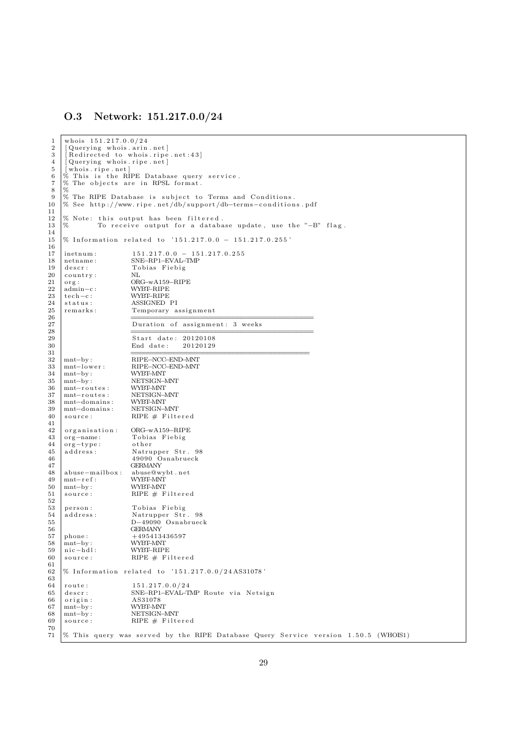### O.3 Network: 151.217.0.0/24

```
whois 151.217.0.0/24
[Querying whois.arin.net]
[Redirected to whois.ripe.net:43]
[Querying whois.ripe.net]
[whois.ripe.net]
% This is the RIPE Database query service.
% The objects are in RPSL format.
%
% The RIPE Database is subject to Terms and Conditions.
% See http://www.ripe.net/db/support/db-terms-conditions.pdf

% Note: this output has been filtered.
%       To receive output for a database update, use the "-B" flag.

% Information related to '151.217.0.0 - 151.217.0.255'

inetnum:        151.217.0.0 - 151.217.0.255
netname:        SNE-RP1-EVAL-TMP
descr:          Tobias Fiebig
country:        NL
org:            ORG-wA159-RIPE
admin-c:        WYBT-RIPE
tech-c:         WYBT-RIPE
status:         ASSIGNED PI
remarks:        Temporary assignment
                ===================================
                Duration of assignment: 3 weeks
                ===================================
                Start date: 20120108
                End date:   20120129
                ==================================
mnt-by:         RIPE-NCC-END-MNT
mnt-lower:      RIPE-NCC-END-MNT
mnt-by:         WYBT-MNT
mnt-by:         NETSIGN-MNT
mnt-routes:     WYBT-MNT
mnt-routes:     NETSIGN-MNT
mnt-domains:    WYBT-MNT
mnt-domains:    NETSIGN-MNT
source:         RIPE # Filtered

organisation:   ORG-wA159-RIPE
org-name:       Tobias Fiebig
org-type:       other
address:        Natrupper Str. 98
                49090 Osnabrueck
                GERMANY
abuse-mailbox:  abuse@wybt.net
mnt-ref:        WYBT-MNT
mnt-by:         WYBT-MNT
source:         RIPE # Filtered

person:         Tobias Fiebig
address:        Natrupper Str. 98
                D-49090 Osnabrueck
                GERMANY
phone:          +495413436597
mnt-by:         WYBT-MNT
nic-hdl:        WYBT-RIPE
source:         RIPE # Filtered

% Information related to '151.217.0.0/24AS31078'

route:          151.217.0.0/24
descr:          SNE-RP1-EVAL-TMP Route via Netsign
origin:         AS31078
mnt-by:         WYBT-MNT
mnt-by:         NETSIGN-MNT
source:         RIPE # Filtered

% This query was served by the RIPE Database Query Service version 1.50.5 (WHOIS1)
```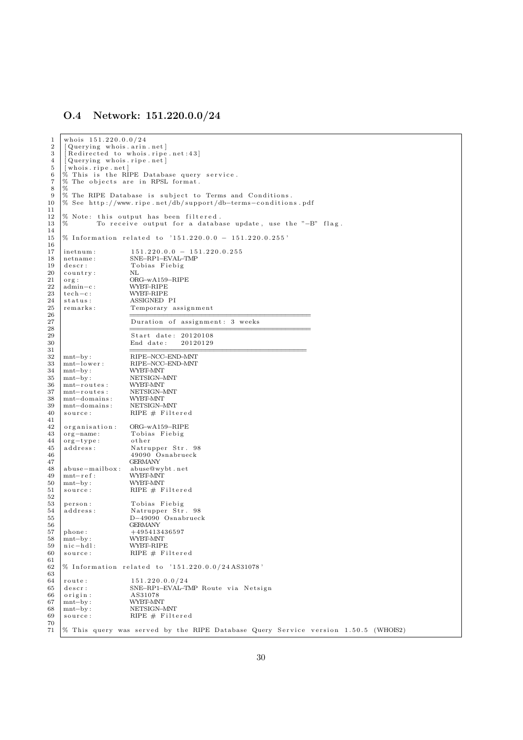### O.4 Network: 151.220.0.0/24

```
whois 151.220.0.0/24
[Querying whois.arin.net]
[Redirected to whois.ripe.net:43]
[Querying whois.ripe.net]
[whois.ripe.net]
% This is the RIPE Database query service.
% The objects are in RPSL format.
%
% The RIPE Database is subject to Terms and Conditions.
% See http://www.ripe.net/db/support/db-terms-conditions.pdf

% Note: this output has been filtered.
%       To receive output for a database update, use the "-B" flag.

% Information related to '151.220.0.0 - 151.220.0.255'

inetnum:        151.220.0.0 - 151.220.0.255
netname:        SNE-RP1-EVAL-TMP
descr:          Tobias Fiebig
country:        NL
org:            ORG-wA159-RIPE
admin-c:        WYBT-RIPE
tech-c:         WYBT-RIPE
status:         ASSIGNED PI
remarks:        Temporary assignment
                ===========================================
                Duration of assignment: 3 weeks
                ===========================================
                Start date: 20120108
                End date:   20120129
                ==========================================
mnt-by:         RIPE-NCC-END-MNT
mnt-lower:      RIPE-NCC-END-MNT
mnt-by:         WYBT-MNT
mnt-by:         NETSIGN-MNT
mnt-routes:     WYBT-MNT
mnt-routes:     NETSIGN-MNT
mnt-domains:    WYBT-MNT
mnt-domains:    NETSIGN-MNT
source:         RIPE # Filtered

organisation:   ORG-wA159-RIPE
org-name:       Tobias Fiebig
org-type:       other
address:        Natrupper Str. 98
                49090 Osnabrueck
                GERMANY
abuse-mailbox:  abuse@wybt.net
mnt-ref:        WYBT-MNT
mnt-by:         WYBT-MNT
source:         RIPE # Filtered

person:         Tobias Fiebig
address:        Natrupper Str. 98
                D-49090 Osnabrueck
                GERMANY
phone:          +495413436597
mnt-by:         WYBT-MNT
nic-hdl:        WYBT-RIPE
source:         RIPE # Filtered

% Information related to '151.220.0.0/24AS31078'

route:          151.220.0.0/24
descr:          SNE-RP1-EVAL-TMP Route via Netsign
origin:         AS31078
mnt-by:         WYBT-MNT
mnt-by:         NETSIGN-MNT
source:         RIPE # Filtered

% This query was served by the RIPE Database Query Service version 1.50.5 (WHOIS2)
```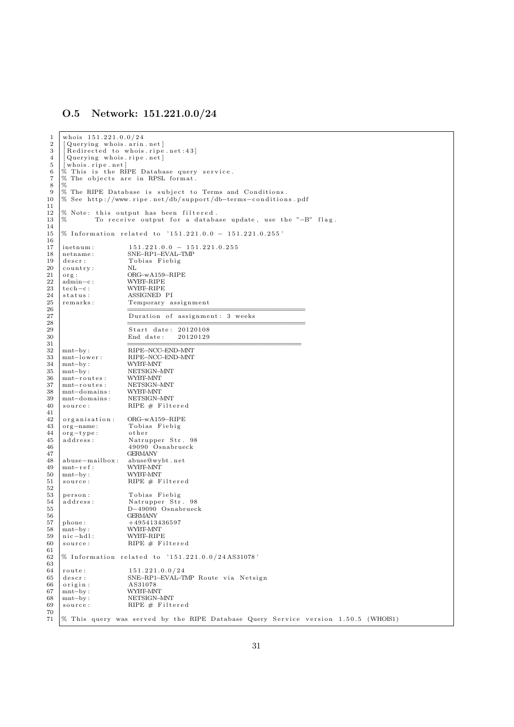### O.5 Network: 151.221.0.0/24

```
whois 151.221.0.0/24
[Querying whois.arin.net]
[Redirected to whois.ripe.net:43]
[Querying whois.ripe.net]
[whois.ripe.net]
% This is the RIPE Database query service.
% The objects are in RPSL format.
%
% The RIPE Database is subject to Terms and Conditions.
% See http://www.ripe.net/db/support/db-terms-conditions.pdf

% Note: this output has been filtered.
%       To receive output for a database update, use the "-B" flag.

% Information related to '151.221.0.0 - 151.221.0.255'

inetnum:         151.221.0.0 - 151.221.0.255
netname:         SNE-RP1-EVAL-TMP
descr:           Tobias Fiebig
country:         NL
org:             ORG-wA159-RIPE
admin-c:         WYBT-RIPE
tech-c:          WYBT-RIPE
status:          ASSIGNED PI
remarks:         Temporary assignment
                 ==========================================
                 Duration of assignment: 3 weeks
                 ==========================================
                 Start date: 20120108
                 End date:   20120129
                 ==========================================
mnt-by:          RIPE-NCC-END-MNT
mnt-lower:       RIPE-NCC-END-MNT
mnt-by:          WYBT-MNT
mnt-by:          NETSIGN-MNT
mnt-routes:      WYBT-MNT
mnt-routes:      NETSIGN-MNT
mnt-domains:     WYBT-MNT
mnt-domains:     NETSIGN-MNT
source:          RIPE # Filtered

organisation:    ORG-wA159-RIPE
org-name:        Tobias Fiebig
org-type:        other
address:         Natrupper Str. 98
                 49090 Osnabrueck
                 GERMANY
abuse-mailbox:   abuse@wybt.net
mnt-ref:         WYBT-MNT
mnt-by:          WYBT-MNT
source:          RIPE # Filtered

person:          Tobias Fiebig
address:         Natrupper Str. 98
                 D-49090 Osnabrueck
                 GERMANY
phone:           +495413436597
mnt-by:          WYBT-MNT
nic-hdl:         WYBT-RIPE
source:          RIPE # Filtered

% Information related to '151.221.0.0/24AS31078'

route:           151.221.0.0/24
descr:           SNE-RP1-EVAL-TMP Route via Netsign
origin:          AS31078
mnt-by:          WYBT-MNT
mnt-by:          NETSIGN-MNT
source:          RIPE # Filtered

% This query was served by the RIPE Database Query Service version 1.50.5 (WHOIS1)
```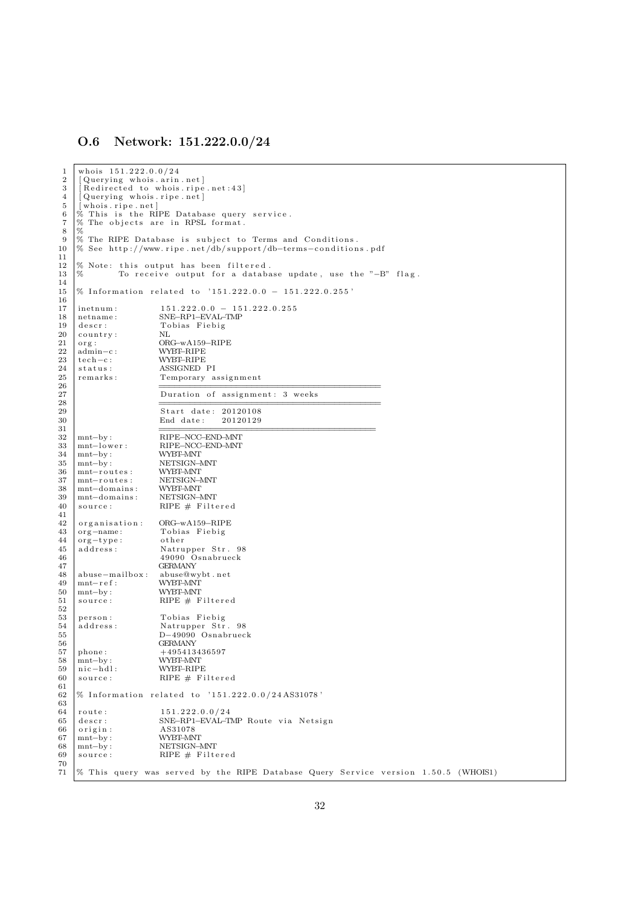### O.6 Network: 151.222.0.0/24

```
whois 151.222.0.0/24
[Querying whois.arin.net]
[Redirected to whois.ripe.net:43]
[Querying whois.ripe.net]
[whois.ripe.net]
% This is the RIPE Database query service.
% The objects are in RPSL format.
%
% The RIPE Database is subject to Terms and Conditions.
% See http://www.ripe.net/db/support/db-terms-conditions.pdf

% Note: this output has been filtered.
%       To receive output for a database update, use the "-B" flag.

% Information related to '151.222.0.0 - 151.222.0.255'

inetnum:        151.222.0.0 - 151.222.0.255
netname:        SNE-RP1-EVAL-TMP
descr:          Tobias Fiebig
country:        NL
org:            ORG-wA159-RIPE
admin-c:        WYBT-RIPE
tech-c:         WYBT-RIPE
status:         ASSIGNED PI
remarks:        Temporary assignment
                ==========================================
                Duration of assignment: 3 weeks
                ==========================================
                Start date: 20120108
                End date:   20120129
                ========================================
mnt-by:         RIPE-NCC-END-MNT
mnt-lower:      RIPE-NCC-END-MNT
mnt-by:         WYBT-MNT
mnt-by:         NETSIGN-MNT
mnt-routes:     WYBT-MNT
mnt-routes:     NETSIGN-MNT
mnt-domains:    WYBT-MNT
mnt-domains:    NETSIGN-MNT
source:         RIPE # Filtered

organisation:   ORG-wA159-RIPE
org-name:       Tobias Fiebig
org-type:       other
address:        Natrupper Str. 98
                49090 Osnabrueck
                GERMANY
abuse-mailbox:  abuse@wybt.net
mnt-ref:        WYBT-MNT
mnt-by:         WYBT-MNT
source:         RIPE # Filtered

person:         Tobias Fiebig
address:        Natrupper Str. 98
                D-49090 Osnabrueck
                GERMANY
phone:          +495413436597
mnt-by:         WYBT-MNT
nic-hdl:        WYBT-RIPE
source:         RIPE # Filtered

% Information related to '151.222.0.0/24AS31078'

route:          151.222.0.0/24
descr:          SNE-RP1-EVAL-TMP Route via Netsign
origin:         AS31078
mnt-by:         WYBT-MNT
mnt-by:         NETSIGN-MNT
source:         RIPE # Filtered

% This query was served by the RIPE Database Query Service version 1.50.5 (WHOIS1)
```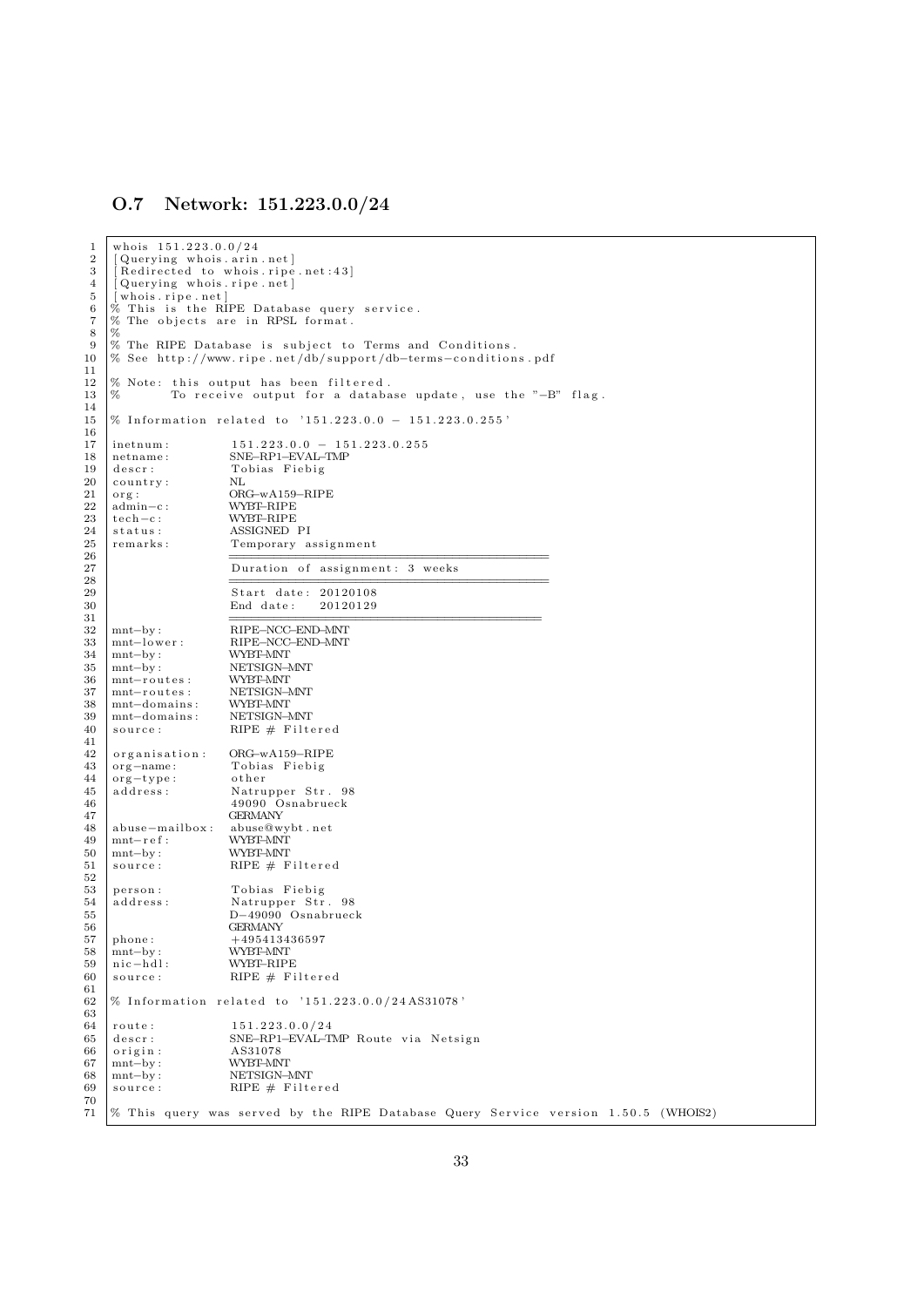### O.7 Network: 151.223.0.0/24

```
whois 151.223.0.0/24
[Querying whois.arin.net]
[Redirected to whois.ripe.net:43]
[Querying whois.ripe.net]
[whois.ripe.net]
% This is the RIPE Database query service.
% The objects are in RPSL format.
%
% The RIPE Database is subject to Terms and Conditions.
% See http://www.ripe.net/db/support/db-terms-conditions.pdf

% Note: this output has been filtered.
%       To receive output for a database update, use the "-B" flag.

% Information related to '151.223.0.0 - 151.223.0.255'

inetnum:         151.223.0.0 - 151.223.0.255
netname:         SNE-RP1-EVAL-TMP
descr:           Tobias Fiebig
country:         NL
org:             ORG-wA159-RIPE
admin-c:         WYBT-RIPE
tech-c:          WYBT-RIPE
status:          ASSIGNED PI
remarks:         Temporary assignment
                 ================================
                 Duration of assignment: 3 weeks
                 ================================
                 Start date: 20120108
                 End date:   20120129
                 ================================
mnt-by:          RIPE-NCC-END-MNT
mnt-lower:       RIPE-NCC-END-MNT
mnt-by:          WYBT-MNT
mnt-by:          NETSIGN-MNT
mnt-routes:      WYBT-MNT
mnt-routes:      NETSIGN-MNT
mnt-domains:     WYBT-MNT
mnt-domains:     NETSIGN-MNT
source:          RIPE # Filtered

organisation:    ORG-wA159-RIPE
org-name:        Tobias Fiebig
org-type:        other
address:         Natrupper Str. 98
                 49090 Osnabrueck
                 GERMANY
abuse-mailbox:   abuse@wybt.net
mnt-ref:         WYBT-MNT
mnt-by:          WYBT-MNT
source:          RIPE # Filtered

person:          Tobias Fiebig
address:         Natrupper Str. 98
                 D-49090 Osnabrueck
                 GERMANY
phone:           +495413436597
mnt-by:          WYBT-MNT
nic-hdl:         WYBT-RIPE
source:          RIPE # Filtered

% Information related to '151.223.0.0/24AS31078'

route:           151.223.0.0/24
descr:           SNE-RP1-EVAL-TMP Route via Netsign
origin:          AS31078
mnt-by:          WYBT-MNT
mnt-by:          NETSIGN-MNT
source:          RIPE # Filtered

% This query was served by the RIPE Database Query Service version 1.50.5 (WHOIS2)
```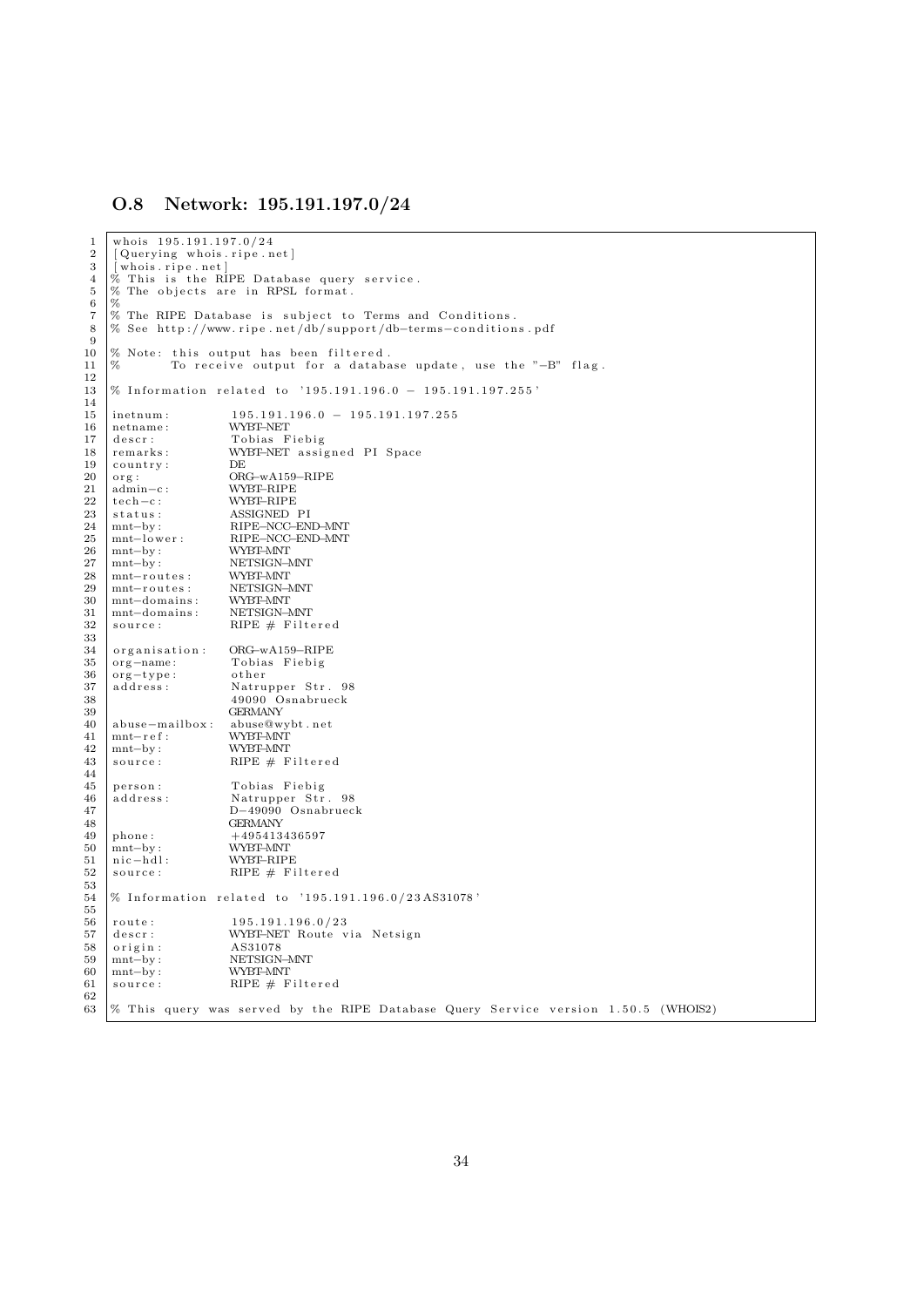## O.8 Network: 195.191.197.0/24

```
whois 195.191.197.0/24
[Querying whois.ripe.net]
[whois.ripe.net]
% This is the RIPE Database query service.
% The objects are in RPSL format.
%
% The RIPE Database is subject to Terms and Conditions.
% See http://www.ripe.net/db/support/db-terms-conditions.pdf

% Note: this output has been filtered.
%       To receive output for a database update, use the "-B" flag.

% Information related to '195.191.196.0 - 195.191.197.255'

inetnum:        195.191.196.0 - 195.191.197.255
netname:        WYBT-NET
descr:          Tobias Fiebig
remarks:        WYBT-NET assigned PI Space
country:        DE
org:            ORG-wA159-RIPE
admin-c:        WYBT-RIPE
tech-c:         WYBT-RIPE
status:         ASSIGNED PI
mnt-by:         RIPE-NCC-END-MNT
mnt-lower:      RIPE-NCC-END-MNT
mnt-by:         WYBT-MNT
mnt-by:         NETSIGN-MNT
mnt-routes:     WYBT-MNT
mnt-routes:     NETSIGN-MNT
mnt-domains:    WYBT-MNT
mnt-domains:    NETSIGN-MNT
source:         RIPE # Filtered

organisation:   ORG-wA159-RIPE
org-name:       Tobias Fiebig
org-type:       other
address:        Natrupper Str. 98
                49090 Osnabrueck
                GERMANY
abuse-mailbox:  abuse@wybt.net
mnt-ref:        WYBT-MNT
mnt-by:         WYBT-MNT
source:         RIPE # Filtered

person:         Tobias Fiebig
address:        Natrupper Str. 98
                D-49090 Osnabrueck
                GERMANY
phone:          +495413436597
mnt-by:         WYBT-MNT
nic-hdl:        WYBT-RIPE
source:         RIPE # Filtered

% Information related to '195.191.196.0/23AS31078'

route:          195.191.196.0/23
descr:          WYBT-NET Route via Netsign
origin:         AS31078
mnt-by:         NETSIGN-MNT
mnt-by:         WYBT-MNT
source:         RIPE # Filtered

% This query was served by the RIPE Database Query Service version 1.50.5 (WHOIS2)
```